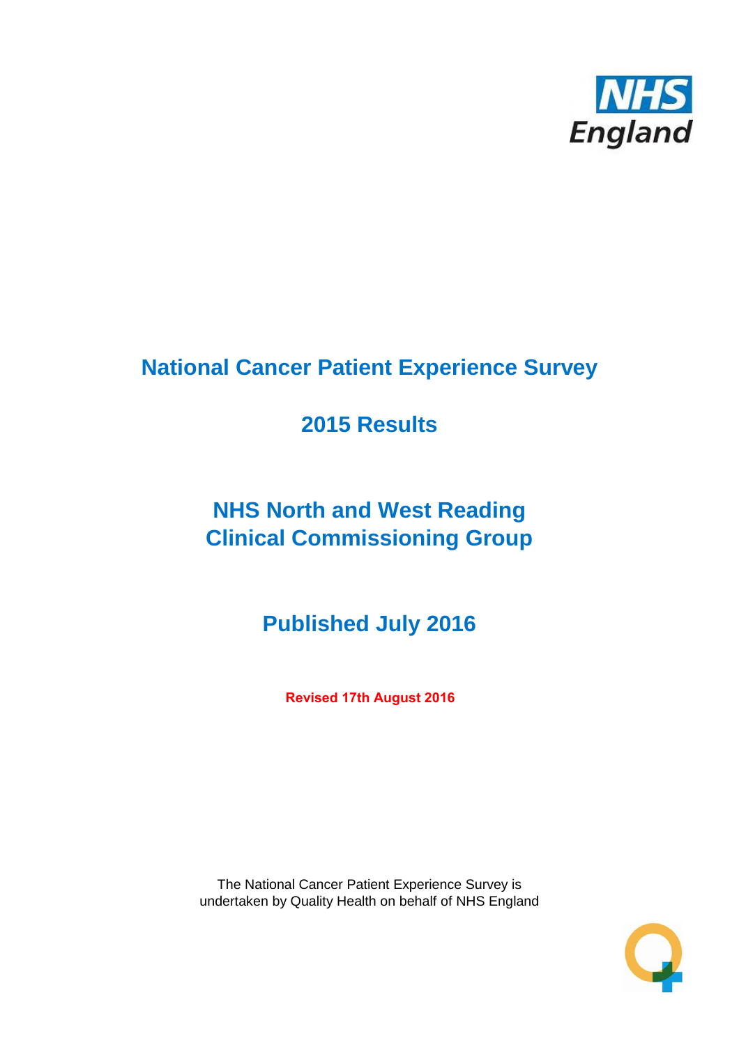# National Cancer Patient Experience Survey

## 2015 Results

## NHS North and West Reading Clinical Commissioning Group

## Published July 2016

**Revised 17th August 2016**

The National Cancer Patient Experience Survey is undertaken by Quality Health on behalf of NHS England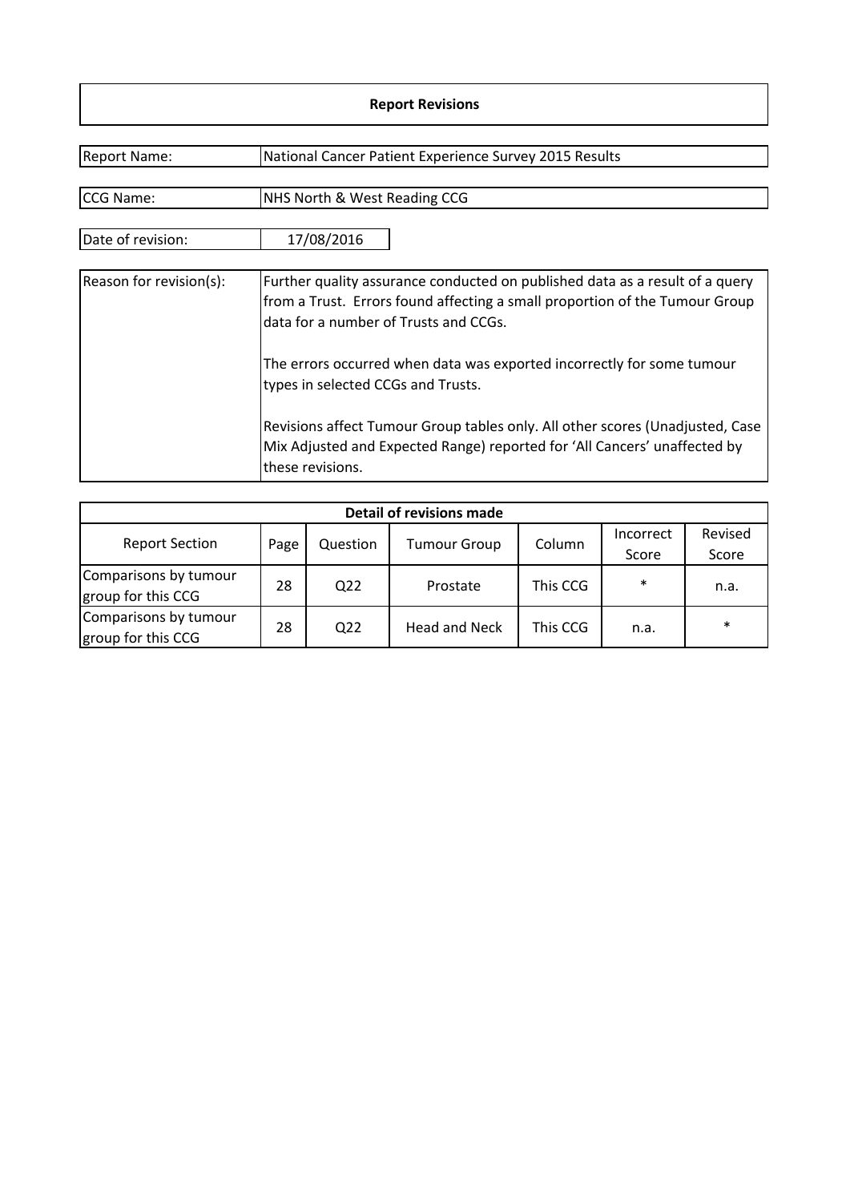## Report Revisions

| | |
|---|---|
| Report Name: | National Cancer Patient Experience Survey 2015 Results |
| CCG Name: | NHS North & West Reading CCG |
| Date of revision: | 17/08/2016 |

| | |
|---|---|
| Reason for revision(s): | Further quality assurance conducted on published data as a result of a query from a Trust. Errors found affecting a small proportion of the Tumour Group data for a number of Trusts and CCGs.<br><br>The errors occurred when data was exported incorrectly for some tumour types in selected CCGs and Trusts.<br><br>Revisions affect Tumour Group tables only. All other scores (Unadjusted, Case Mix Adjusted and Expected Range) reported for 'All Cancers' unaffected by these revisions. |

**Detail of revisions made**

| Report Section | Page | Question | Tumour Group | Column | Incorrect Score | Revised Score |
|---|---|---|---|---|---|---|
| Comparisons by tumour group for this CCG | 28 | Q22 | Prostate | This CCG | * | n.a. |
| Comparisons by tumour group for this CCG | 28 | Q22 | Head and Neck | This CCG | n.a. | * |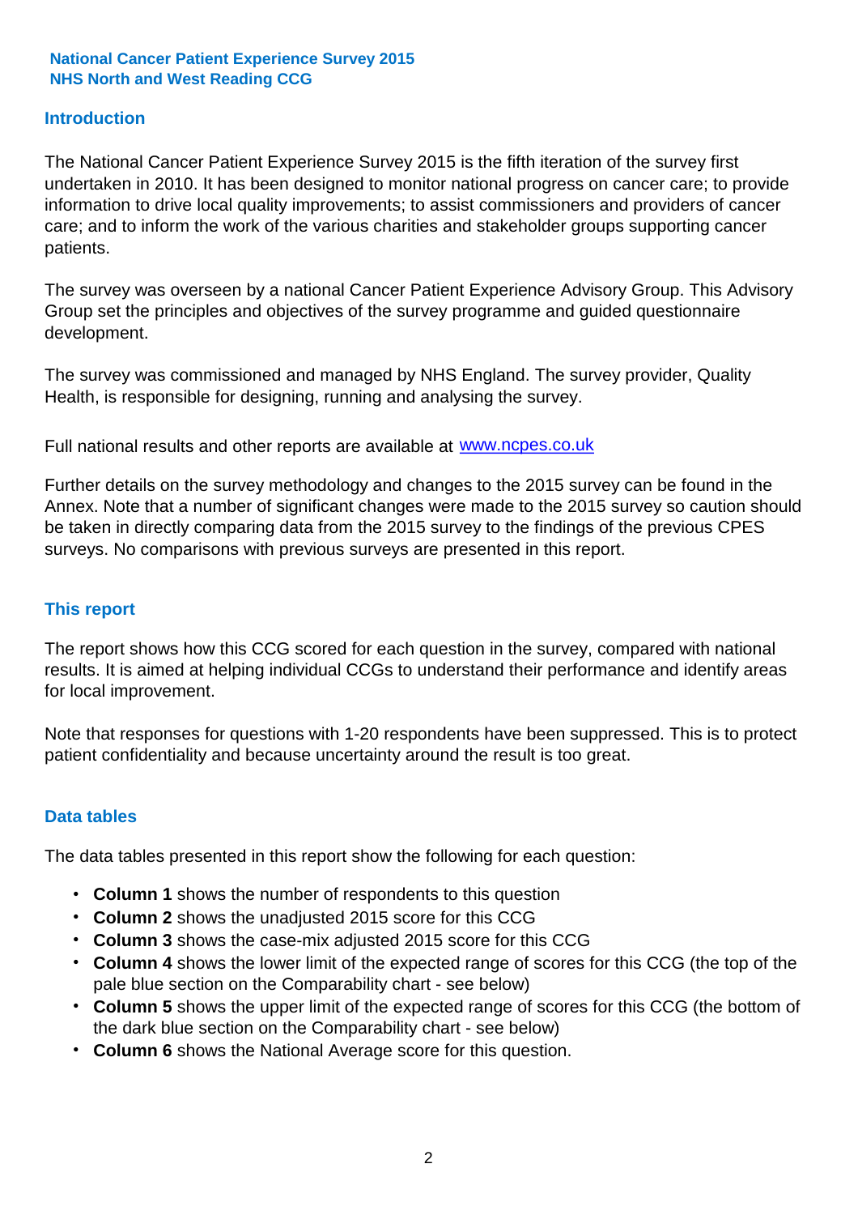**National Cancer Patient Experience Survey 2015**
**NHS North and West Reading CCG**

## Introduction

The National Cancer Patient Experience Survey 2015 is the fifth iteration of the survey first undertaken in 2010. It has been designed to monitor national progress on cancer care; to provide information to drive local quality improvements; to assist commissioners and providers of cancer care; and to inform the work of the various charities and stakeholder groups supporting cancer patients.

The survey was overseen by a national Cancer Patient Experience Advisory Group. This Advisory Group set the principles and objectives of the survey programme and guided questionnaire development.

The survey was commissioned and managed by NHS England. The survey provider, Quality Health, is responsible for designing, running and analysing the survey.

Full national results and other reports are available at [www.ncpes.co.uk](www.ncpes.co.uk)

Further details on the survey methodology and changes to the 2015 survey can be found in the Annex. Note that a number of significant changes were made to the 2015 survey so caution should be taken in directly comparing data from the 2015 survey to the findings of the previous CPES surveys. No comparisons with previous surveys are presented in this report.

## This report

The report shows how this CCG scored for each question in the survey, compared with national results. It is aimed at helping individual CCGs to understand their performance and identify areas for local improvement.

Note that responses for questions with 1-20 respondents have been suppressed. This is to protect patient confidentiality and because uncertainty around the result is too great.

## Data tables

The data tables presented in this report show the following for each question:

- **Column 1** shows the number of respondents to this question
- **Column 2** shows the unadjusted 2015 score for this CCG
- **Column 3** shows the case-mix adjusted 2015 score for this CCG
- **Column 4** shows the lower limit of the expected range of scores for this CCG (the top of the pale blue section on the Comparability chart - see below)
- **Column 5** shows the upper limit of the expected range of scores for this CCG (the bottom of the dark blue section on the Comparability chart - see below)
- **Column 6** shows the National Average score for this question.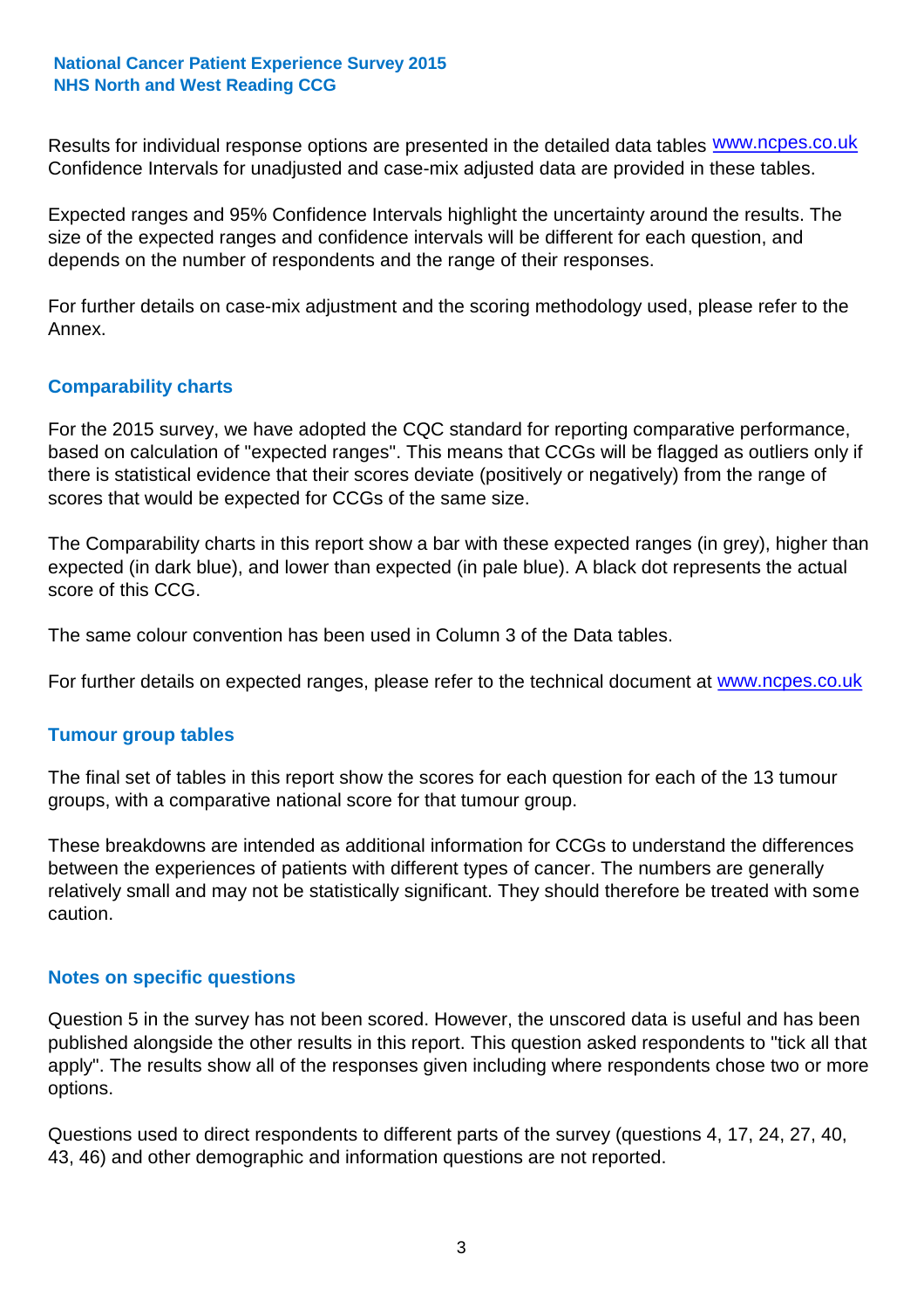Results for individual response options are presented in the detailed data tables www.ncpes.co.uk Confidence Intervals for unadjusted and case-mix adjusted data are provided in these tables.

Expected ranges and 95% Confidence Intervals highlight the uncertainty around the results. The size of the expected ranges and confidence intervals will be different for each question, and depends on the number of respondents and the range of their responses.

For further details on case-mix adjustment and the scoring methodology used, please refer to the Annex.

## Comparability charts

For the 2015 survey, we have adopted the CQC standard for reporting comparative performance, based on calculation of "expected ranges". This means that CCGs will be flagged as outliers only if there is statistical evidence that their scores deviate (positively or negatively) from the range of scores that would be expected for CCGs of the same size.

The Comparability charts in this report show a bar with these expected ranges (in grey), higher than expected (in dark blue), and lower than expected (in pale blue). A black dot represents the actual score of this CCG.

The same colour convention has been used in Column 3 of the Data tables.

For further details on expected ranges, please refer to the technical document at www.ncpes.co.uk

## Tumour group tables

The final set of tables in this report show the scores for each question for each of the 13 tumour groups, with a comparative national score for that tumour group.

These breakdowns are intended as additional information for CCGs to understand the differences between the experiences of patients with different types of cancer. The numbers are generally relatively small and may not be statistically significant. They should therefore be treated with some caution.

## Notes on specific questions

Question 5 in the survey has not been scored. However, the unscored data is useful and has been published alongside the other results in this report. This question asked respondents to "tick all that apply". The results show all of the responses given including where respondents chose two or more options.

Questions used to direct respondents to different parts of the survey (questions 4, 17, 24, 27, 40, 43, 46) and other demographic and information questions are not reported.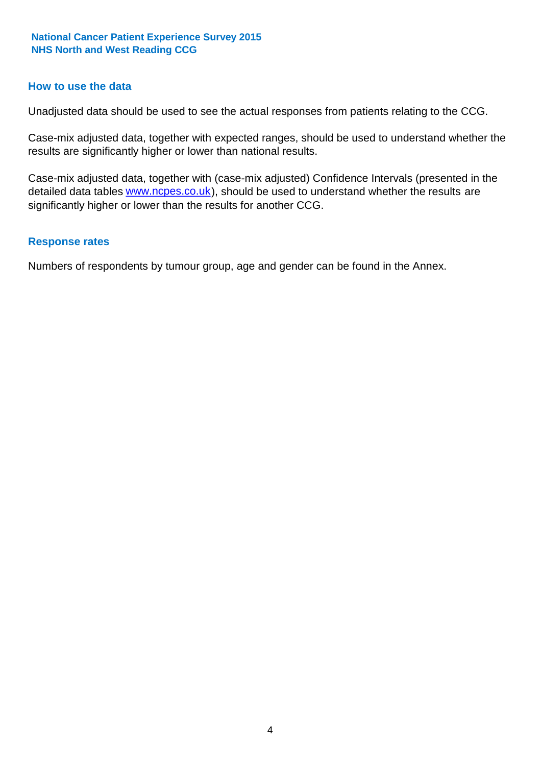## How to use the data

Unadjusted data should be used to see the actual responses from patients relating to the CCG.

Case-mix adjusted data, together with expected ranges, should be used to understand whether the results are significantly higher or lower than national results.

Case-mix adjusted data, together with (case-mix adjusted) Confidence Intervals (presented in the detailed data tables [www.ncpes.co.uk](http://www.ncpes.co.uk)), should be used to understand whether the results are significantly higher or lower than the results for another CCG.

## Response rates

Numbers of respondents by tumour group, age and gender can be found in the Annex.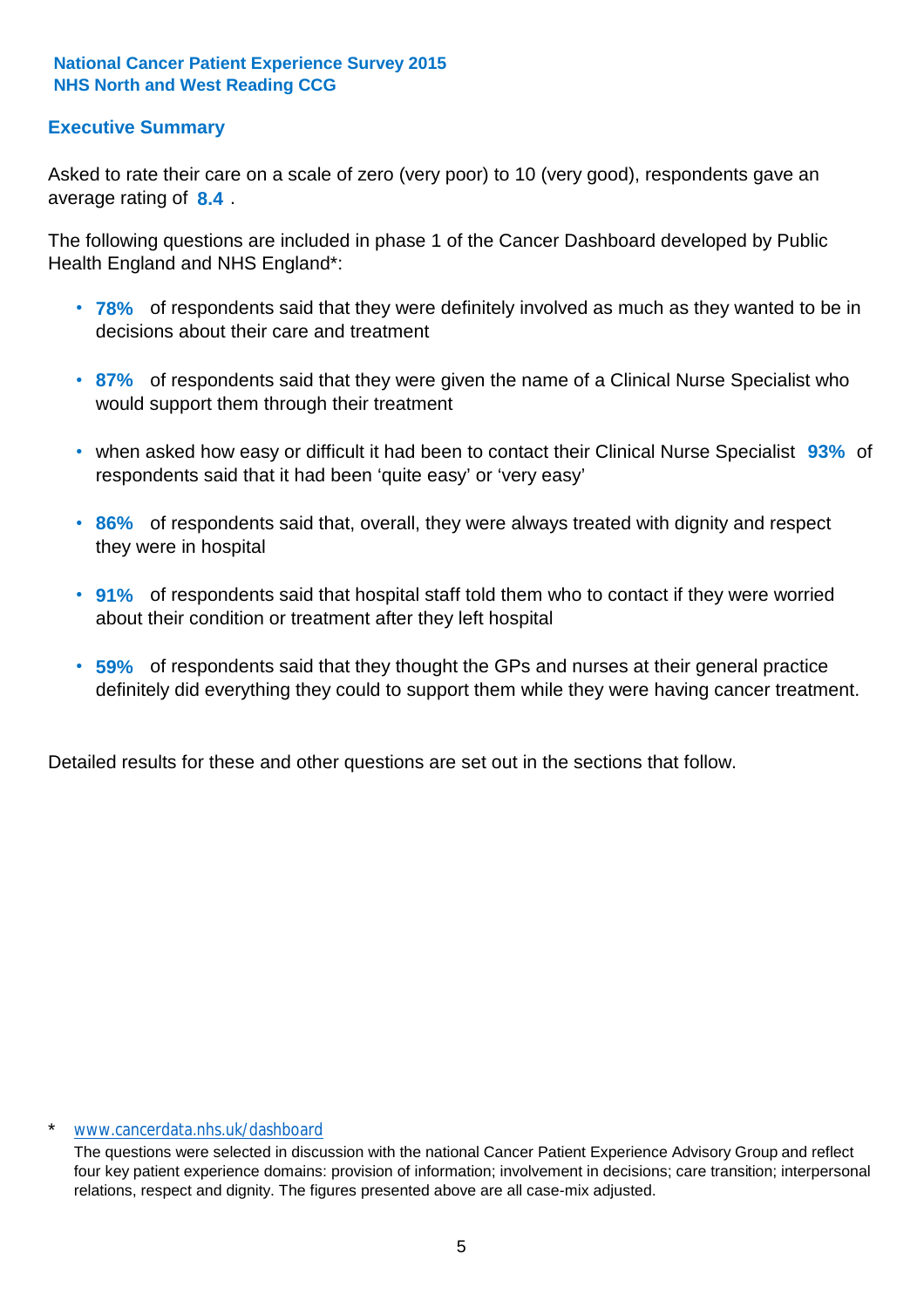**National Cancer Patient Experience Survey 2015**
**NHS North and West Reading CCG**

## Executive Summary

Asked to rate their care on a scale of zero (very poor) to 10 (very good), respondents gave an average rating of **8.4** .

The following questions are included in phase 1 of the Cancer Dashboard developed by Public Health England and NHS England*:

- **78%** of respondents said that they were definitely involved as much as they wanted to be in decisions about their care and treatment
- **87%** of respondents said that they were given the name of a Clinical Nurse Specialist who would support them through their treatment
- when asked how easy or difficult it had been to contact their Clinical Nurse Specialist **93%** of respondents said that it had been 'quite easy' or 'very easy'
- **86%** of respondents said that, overall, they were always treated with dignity and respect they were in hospital
- **91%** of respondents said that hospital staff told them who to contact if they were worried about their condition or treatment after they left hospital
- **59%** of respondents said that they thought the GPs and nurses at their general practice definitely did everything they could to support them while they were having cancer treatment.

Detailed results for these and other questions are set out in the sections that follow.

\* www.cancerdata.nhs.uk/dashboard

The questions were selected in discussion with the national Cancer Patient Experience Advisory Group and reflect four key patient experience domains: provision of information; involvement in decisions; care transition; interpersonal relations, respect and dignity. The figures presented above are all case-mix adjusted.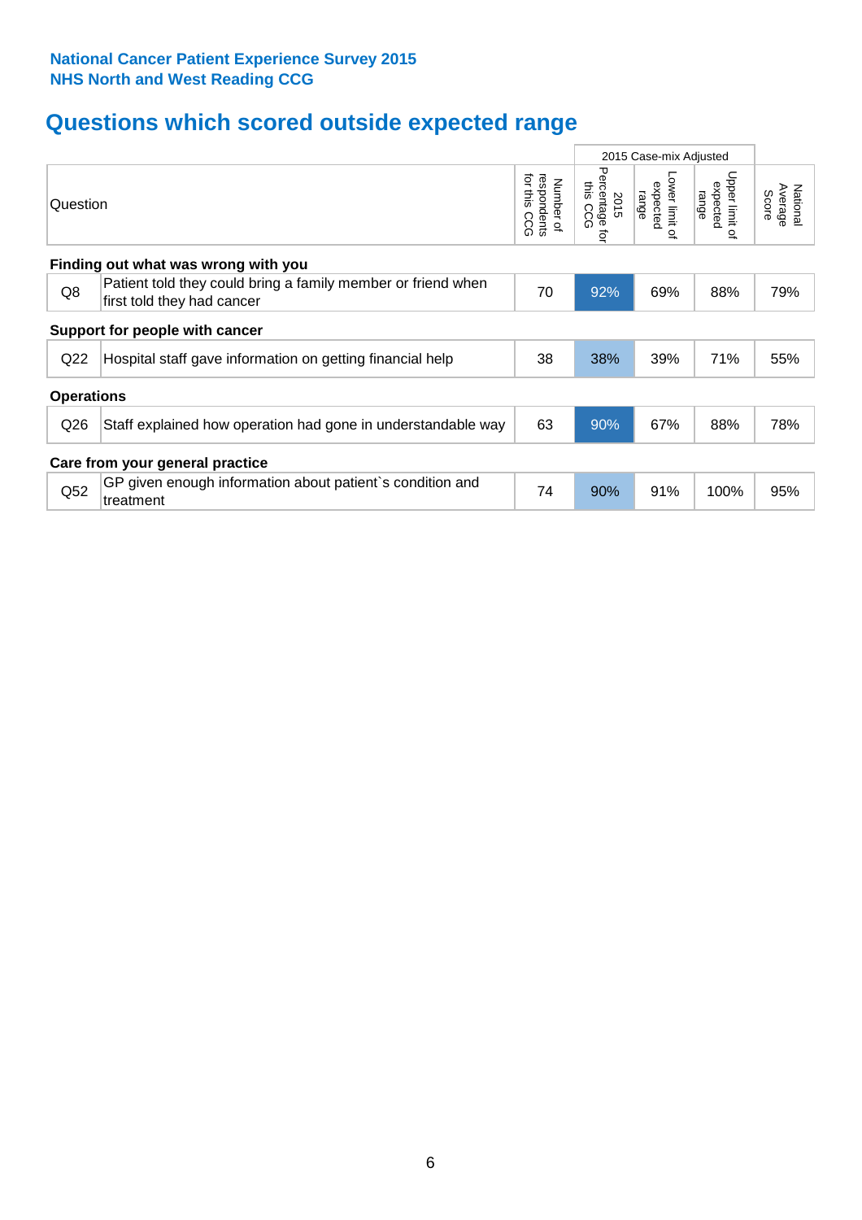**National Cancer Patient Experience Survey 2015**
**NHS North and West Reading CCG**

## Questions which scored outside expected range

| Question | | Number of respondents for this CCG | 2015 Case-mix Adjusted | | | National Average Score |
|---|---|---|---|---|---|---|
| | | | 2015 Percentage for this CCG | Lower limit of expected range | Upper limit of expected range | |
| **Finding out what was wrong with you** | | | | | | |
| Q8 | Patient told they could bring a family member or friend when first told they had cancer | 70 | 92% | 69% | 88% | 79% |
| **Support for people with cancer** | | | | | | |
| Q22 | Hospital staff gave information on getting financial help | 38 | 38% | 39% | 71% | 55% |
| **Operations** | | | | | | |
| Q26 | Staff explained how operation had gone in understandable way | 63 | 90% | 67% | 88% | 78% |
| **Care from your general practice** | | | | | | |
| Q52 | GP given enough information about patient`s condition and treatment | 74 | 90% | 91% | 100% | 95% |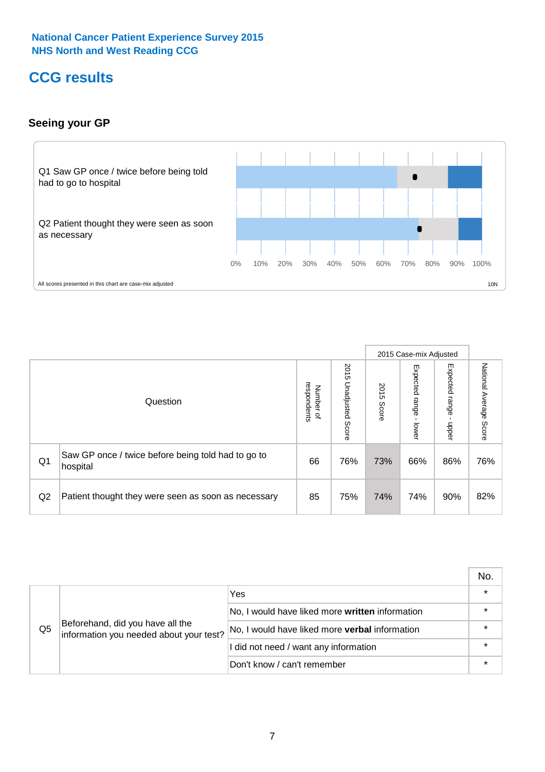National Cancer Patient Experience Survey 2015
NHS North and West Reading CCG

# CCG results

## Seeing your GP

Q1 Saw GP once / twice before being told had to go to hospital

Q2 Patient thought they were seen as soon as necessary

0% 10% 20% 30% 40% 50% 60% 70% 80% 90% 100%

All scores presented in this chart are case-mix adjusted

10N

| | Question | Number of respondents | 2015 Unadjusted Score | 2015 Case-mix Adjusted: 2015 Score | 2015 Case-mix Adjusted: Expected range - lower | 2015 Case-mix Adjusted: Expected range - upper | National Average Score |
|---|---|---|---|---|---|---|---|
| Q1 | Saw GP once / twice before being told had to go to hospital | 66 | 76% | 73% | 66% | 86% | 76% |
| Q2 | Patient thought they were seen as soon as necessary | 85 | 75% | 74% | 74% | 90% | 82% |

| | | | No. |
|---|---|---|---|
| Q5 | Beforehand, did you have all the information you needed about your test? | Yes | * |
| | | No, I would have liked more **written** information | * |
| | | No, I would have liked more **verbal** information | * |
| | | I did not need / want any information | * |
| | | Don't know / can't remember | * |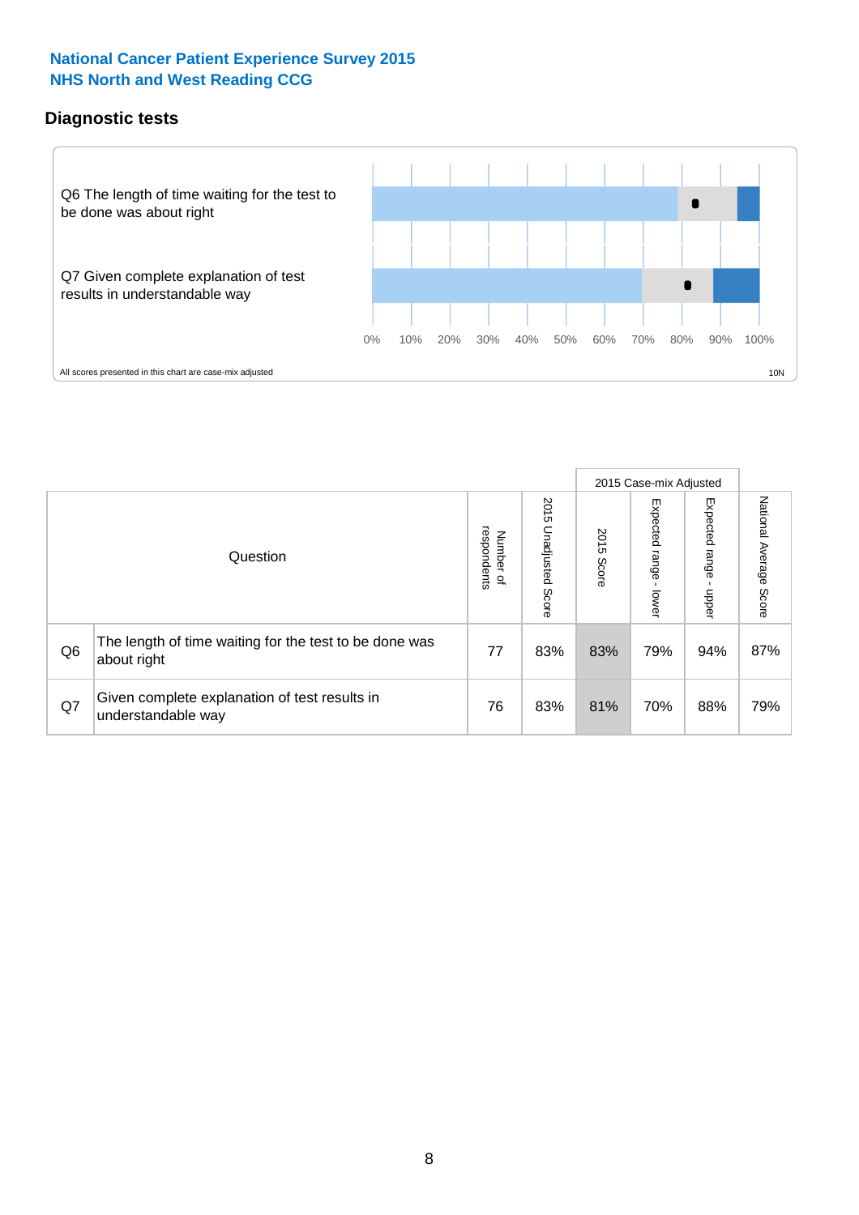**National Cancer Patient Experience Survey 2015**
**NHS North and West Reading CCG**

## Diagnostic tests

Q6 The length of time waiting for the test to be done was about right

Q7 Given complete explanation of test results in understandable way

0% 10% 20% 30% 40% 50% 60% 70% 80% 90% 100%

All scores presented in this chart are case-mix adjusted

10N

| | Question | Number of respondents | 2015 Unadjusted Score | 2015 Case-mix Adjusted: 2015 Score | 2015 Case-mix Adjusted: Expected range - lower | 2015 Case-mix Adjusted: Expected range - upper | National Average Score |
|---|---|---|---|---|---|---|---|
| Q6 | The length of time waiting for the test to be done was about right | 77 | 83% | 83% | 79% | 94% | 87% |
| Q7 | Given complete explanation of test results in understandable way | 76 | 83% | 81% | 70% | 88% | 79% |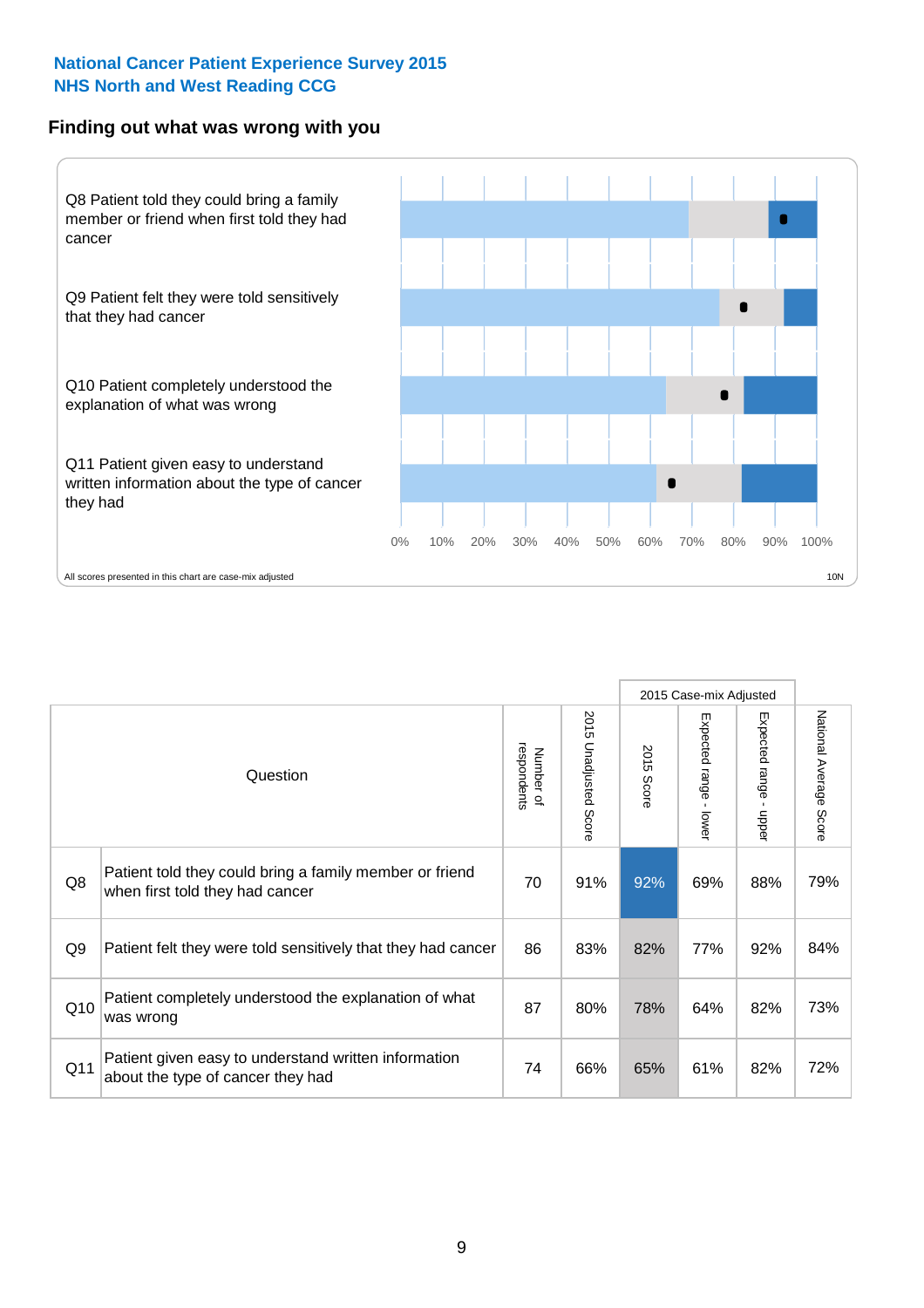**National Cancer Patient Experience Survey 2015**
**NHS North and West Reading CCG**

## Finding out what was wrong with you

Q8 Patient told they could bring a family member or friend when first told they had cancer

Q9 Patient felt they were told sensitively that they had cancer

Q10 Patient completely understood the explanation of what was wrong

Q11 Patient given easy to understand written information about the type of cancer they had

0% 10% 20% 30% 40% 50% 60% 70% 80% 90% 100%

All scores presented in this chart are case-mix adjusted

10N

| | Question | Number of respondents | 2015 Unadjusted Score | 2015 Case-mix Adjusted: 2015 Score | 2015 Case-mix Adjusted: Expected range - lower | 2015 Case-mix Adjusted: Expected range - upper | National Average Score |
|---|---|---|---|---|---|---|---|
| Q8 | Patient told they could bring a family member or friend when first told they had cancer | 70 | 91% | 92% | 69% | 88% | 79% |
| Q9 | Patient felt they were told sensitively that they had cancer | 86 | 83% | 82% | 77% | 92% | 84% |
| Q10 | Patient completely understood the explanation of what was wrong | 87 | 80% | 78% | 64% | 82% | 73% |
| Q11 | Patient given easy to understand written information about the type of cancer they had | 74 | 66% | 65% | 61% | 82% | 72% |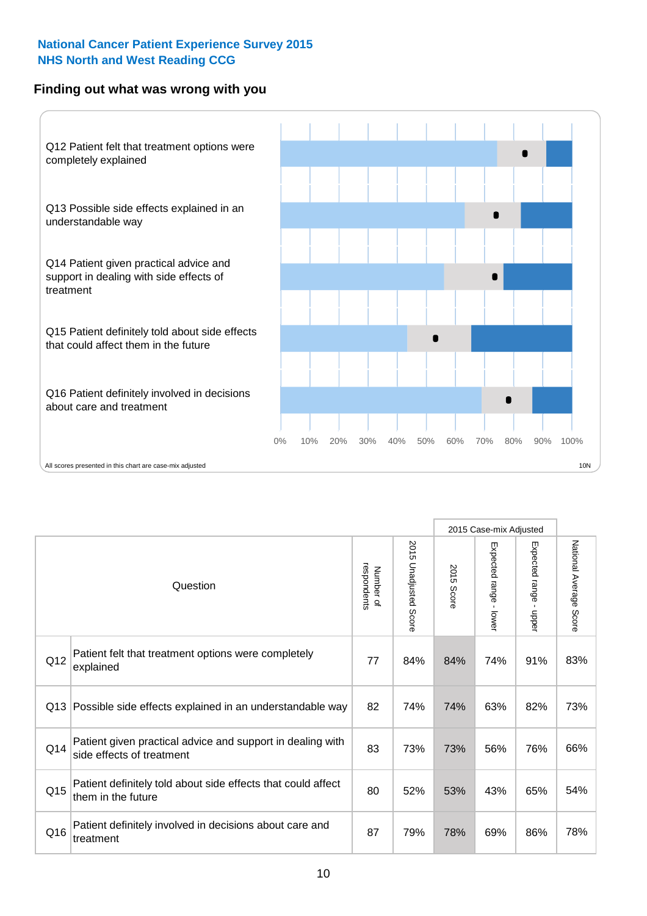# National Cancer Patient Experience Survey 2015
## NHS North and West Reading CCG

### Finding out what was wrong with you

Q12 Patient felt that treatment options were completely explained

Q13 Possible side effects explained in an understandable way

Q14 Patient given practical advice and support in dealing with side effects of treatment

Q15 Patient definitely told about side effects that could affect them in the future

Q16 Patient definitely involved in decisions about care and treatment

0% 10% 20% 30% 40% 50% 60% 70% 80% 90% 100%

All scores presented in this chart are case-mix adjusted

10N

| Question | | Number of respondents | 2015 Unadjusted Score | 2015 Case-mix Adjusted: 2015 Score | 2015 Case-mix Adjusted: Expected range - lower | 2015 Case-mix Adjusted: Expected range - upper | National Average Score |
|---|---|---|---|---|---|---|---|
| Q12 | Patient felt that treatment options were completely explained | 77 | 84% | 84% | 74% | 91% | 83% |
| Q13 | Possible side effects explained in an understandable way | 82 | 74% | 74% | 63% | 82% | 73% |
| Q14 | Patient given practical advice and support in dealing with side effects of treatment | 83 | 73% | 73% | 56% | 76% | 66% |
| Q15 | Patient definitely told about side effects that could affect them in the future | 80 | 52% | 53% | 43% | 65% | 54% |
| Q16 | Patient definitely involved in decisions about care and treatment | 87 | 79% | 78% | 69% | 86% | 78% |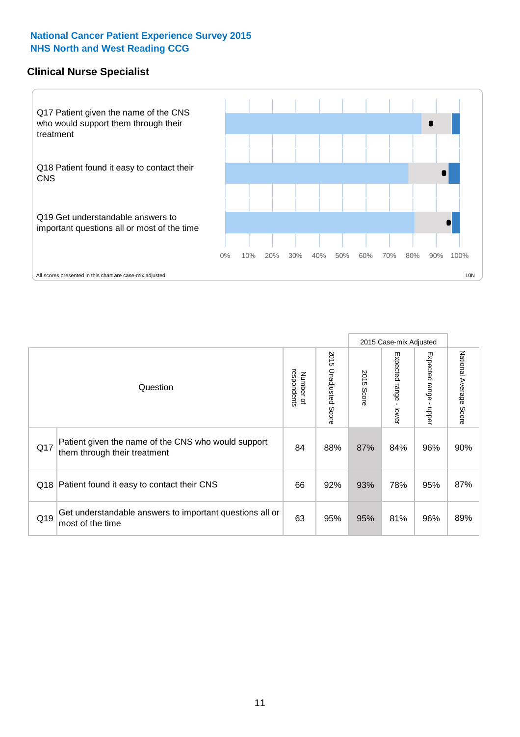## National Cancer Patient Experience Survey 2015
## NHS North and West Reading CCG

### Clinical Nurse Specialist

Q17 Patient given the name of the CNS who would support them through their treatment

Q18 Patient found it easy to contact their CNS

Q19 Get understandable answers to important questions all or most of the time

0% 10% 20% 30% 40% 50% 60% 70% 80% 90% 100%

All scores presented in this chart are case-mix adjusted

10N

| | Question | Number of respondents | 2015 Unadjusted Score | 2015 Case-mix Adjusted | | | National Average Score |
|---|---|---|---|---|---|---|---|
| | | | | 2015 Score | Expected range - lower | Expected range - upper | |
| Q17 | Patient given the name of the CNS who would support them through their treatment | 84 | 88% | 87% | 84% | 96% | 90% |
| Q18 | Patient found it easy to contact their CNS | 66 | 92% | 93% | 78% | 95% | 87% |
| Q19 | Get understandable answers to important questions all or most of the time | 63 | 95% | 95% | 81% | 96% | 89% |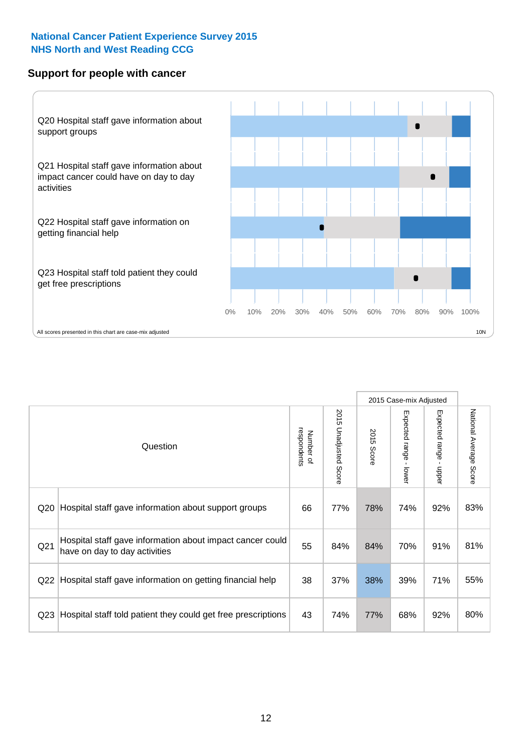**National Cancer Patient Experience Survey 2015**
**NHS North and West Reading CCG**

## Support for people with cancer

Q20 Hospital staff gave information about support groups

Q21 Hospital staff gave information about impact cancer could have on day to day activities

Q22 Hospital staff gave information on getting financial help

Q23 Hospital staff told patient they could get free prescriptions

0% 10% 20% 30% 40% 50% 60% 70% 80% 90% 100%

All scores presented in this chart are case-mix adjusted

10N

| Question | | Number of respondents | 2015 Unadjusted Score | 2015 Case-mix Adjusted | | | National Average Score |
|---|---|---|---|---|---|---|---|
| | | | | 2015 Score | Expected range - lower | Expected range - upper | |
| Q20 | Hospital staff gave information about support groups | 66 | 77% | 78% | 74% | 92% | 83% |
| Q21 | Hospital staff gave information about impact cancer could have on day to day activities | 55 | 84% | 84% | 70% | 91% | 81% |
| Q22 | Hospital staff gave information on getting financial help | 38 | 37% | 38% | 39% | 71% | 55% |
| Q23 | Hospital staff told patient they could get free prescriptions | 43 | 74% | 77% | 68% | 92% | 80% |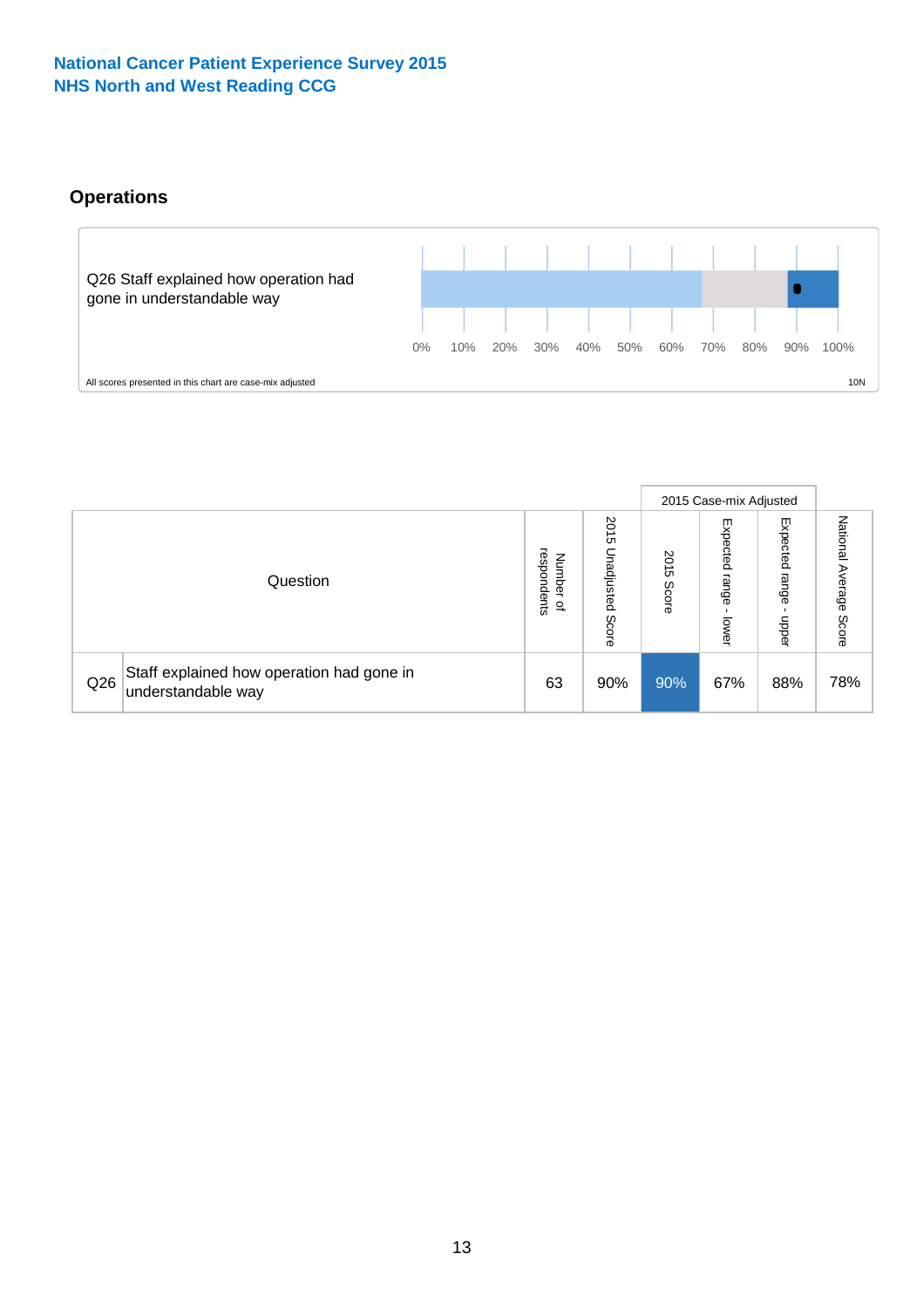**National Cancer Patient Experience Survey 2015**
**NHS North and West Reading CCG**

## Operations

Q26 Staff explained how operation had gone in understandable way

0% 10% 20% 30% 40% 50% 60% 70% 80% 90% 100%

All scores presented in this chart are case-mix adjusted

10N

| | Question | Number of respondents | 2015 Unadjusted Score | 2015 Case-mix Adjusted | | | National Average Score |
|---|---|---|---|---|---|---|---|
| | | | | 2015 Score | Expected range - lower | Expected range - upper | |
| Q26 | Staff explained how operation had gone in understandable way | 63 | 90% | 90% | 67% | 88% | 78% |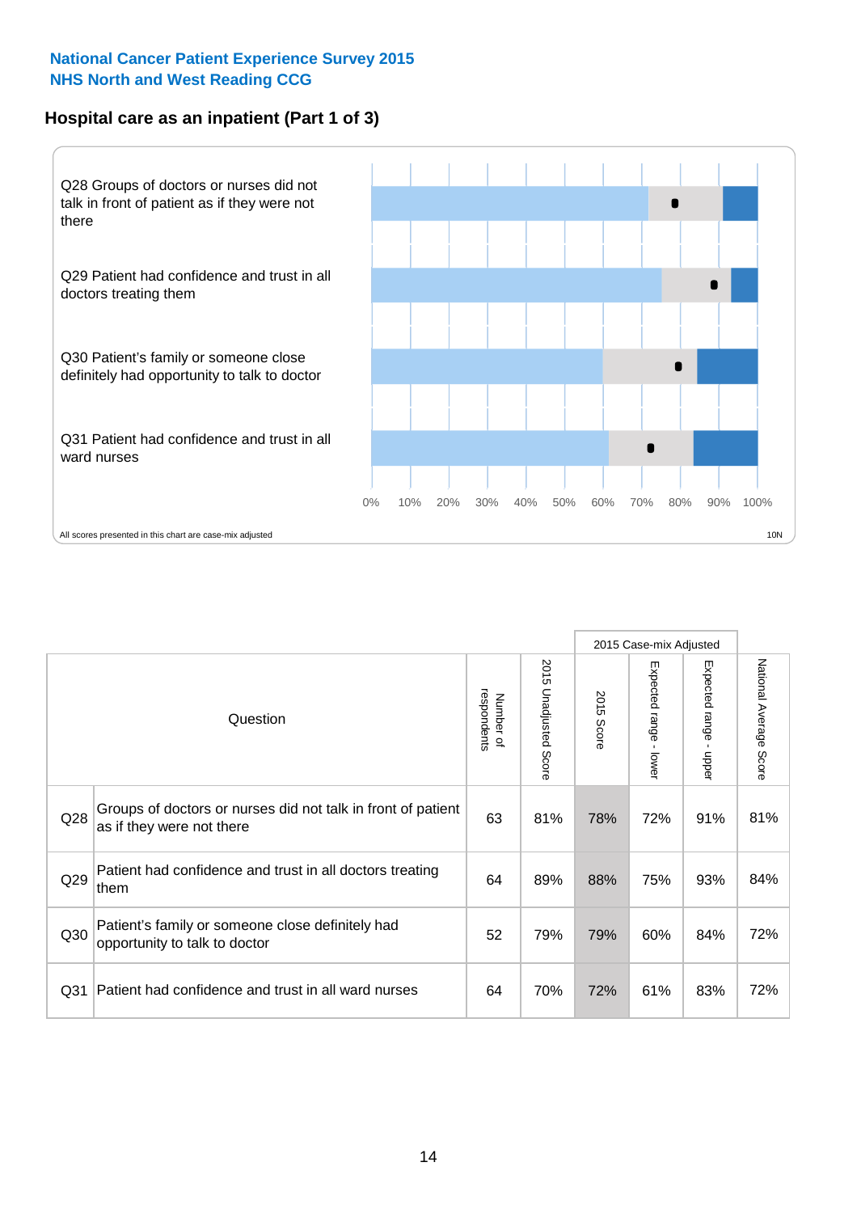**National Cancer Patient Experience Survey 2015**
**NHS North and West Reading CCG**

## Hospital care as an inpatient (Part 1 of 3)

Q28 Groups of doctors or nurses did not talk in front of patient as if they were not there

Q29 Patient had confidence and trust in all doctors treating them

Q30 Patient's family or someone close definitely had opportunity to talk to doctor

Q31 Patient had confidence and trust in all ward nurses

0% 10% 20% 30% 40% 50% 60% 70% 80% 90% 100%

All scores presented in this chart are case-mix adjusted

10N

| Question | | Number of respondents | 2015 Unadjusted Score | 2015 Case-mix Adjusted: 2015 Score | 2015 Case-mix Adjusted: Expected range - lower | 2015 Case-mix Adjusted: Expected range - upper | National Average Score |
|---|---|---|---|---|---|---|---|
| Q28 | Groups of doctors or nurses did not talk in front of patient as if they were not there | 63 | 81% | 78% | 72% | 91% | 81% |
| Q29 | Patient had confidence and trust in all doctors treating them | 64 | 89% | 88% | 75% | 93% | 84% |
| Q30 | Patient's family or someone close definitely had opportunity to talk to doctor | 52 | 79% | 79% | 60% | 84% | 72% |
| Q31 | Patient had confidence and trust in all ward nurses | 64 | 70% | 72% | 61% | 83% | 72% |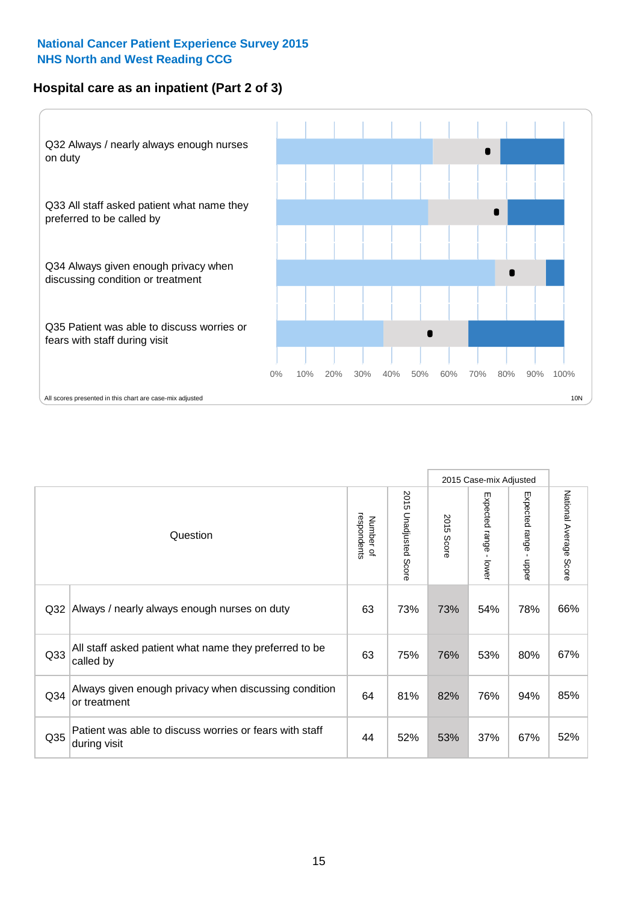National Cancer Patient Experience Survey 2015
NHS North and West Reading CCG

## Hospital care as an inpatient (Part 2 of 3)

Q32 Always / nearly always enough nurses on duty

Q33 All staff asked patient what name they preferred to be called by

Q34 Always given enough privacy when discussing condition or treatment

Q35 Patient was able to discuss worries or fears with staff during visit

0% 10% 20% 30% 40% 50% 60% 70% 80% 90% 100%

All scores presented in this chart are case-mix adjusted

10N

| Question | | Number of respondents | 2015 Unadjusted Score | 2015 Case-mix Adjusted: 2015 Score | 2015 Case-mix Adjusted: Expected range - lower | 2015 Case-mix Adjusted: Expected range - upper | National Average Score |
|---|---|---|---|---|---|---|---|
| Q32 | Always / nearly always enough nurses on duty | 63 | 73% | 73% | 54% | 78% | 66% |
| Q33 | All staff asked patient what name they preferred to be called by | 63 | 75% | 76% | 53% | 80% | 67% |
| Q34 | Always given enough privacy when discussing condition or treatment | 64 | 81% | 82% | 76% | 94% | 85% |
| Q35 | Patient was able to discuss worries or fears with staff during visit | 44 | 52% | 53% | 37% | 67% | 52% |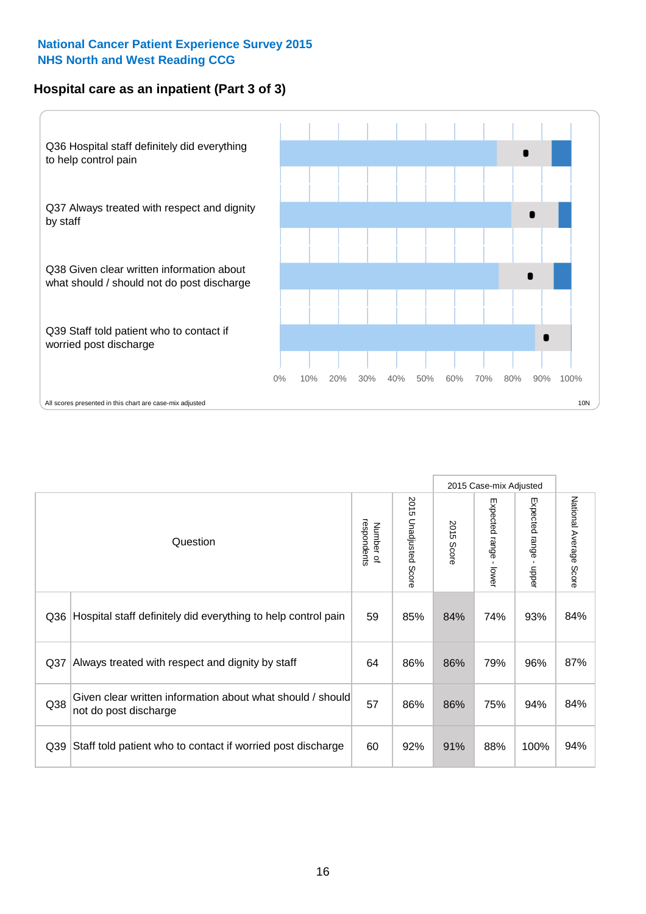**National Cancer Patient Experience Survey 2015**
**NHS North and West Reading CCG**

## Hospital care as an inpatient (Part 3 of 3)

Q36 Hospital staff definitely did everything to help control pain

Q37 Always treated with respect and dignity by staff

Q38 Given clear written information about what should / should not do post discharge

Q39 Staff told patient who to contact if worried post discharge

0% 10% 20% 30% 40% 50% 60% 70% 80% 90% 100%

All scores presented in this chart are case-mix adjusted

10N

| Question | | Number of respondents | 2015 Unadjusted Score | 2015 Case-mix Adjusted | | | National Average Score |
|---|---|---|---|---|---|---|---|
| | | | | 2015 Score | Expected range - lower | Expected range - upper | |
| Q36 | Hospital staff definitely did everything to help control pain | 59 | 85% | 84% | 74% | 93% | 84% |
| Q37 | Always treated with respect and dignity by staff | 64 | 86% | 86% | 79% | 96% | 87% |
| Q38 | Given clear written information about what should / should not do post discharge | 57 | 86% | 86% | 75% | 94% | 84% |
| Q39 | Staff told patient who to contact if worried post discharge | 60 | 92% | 91% | 88% | 100% | 94% |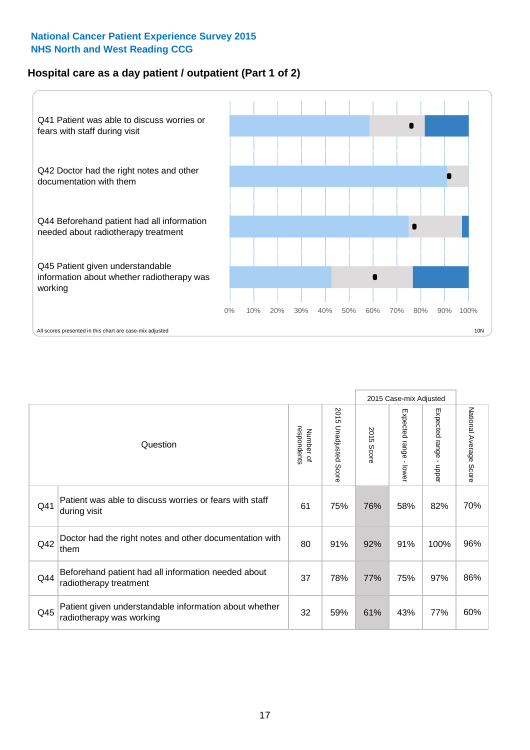National Cancer Patient Experience Survey 2015
NHS North and West Reading CCG

## Hospital care as a day patient / outpatient (Part 1 of 2)

Q41 Patient was able to discuss worries or fears with staff during visit

Q42 Doctor had the right notes and other documentation with them

Q44 Beforehand patient had all information needed about radiotherapy treatment

Q45 Patient given understandable information about whether radiotherapy was working

0% 10% 20% 30% 40% 50% 60% 70% 80% 90% 100%

All scores presented in this chart are case-mix adjusted

10N

| Question | | Number of respondents | 2015 Unadjusted Score | 2015 Case-mix Adjusted: 2015 Score | 2015 Case-mix Adjusted: Expected range - lower | 2015 Case-mix Adjusted: Expected range - upper | National Average Score |
|---|---|---|---|---|---|---|---|
| Q41 | Patient was able to discuss worries or fears with staff during visit | 61 | 75% | 76% | 58% | 82% | 70% |
| Q42 | Doctor had the right notes and other documentation with them | 80 | 91% | 92% | 91% | 100% | 96% |
| Q44 | Beforehand patient had all information needed about radiotherapy treatment | 37 | 78% | 77% | 75% | 97% | 86% |
| Q45 | Patient given understandable information about whether radiotherapy was working | 32 | 59% | 61% | 43% | 77% | 60% |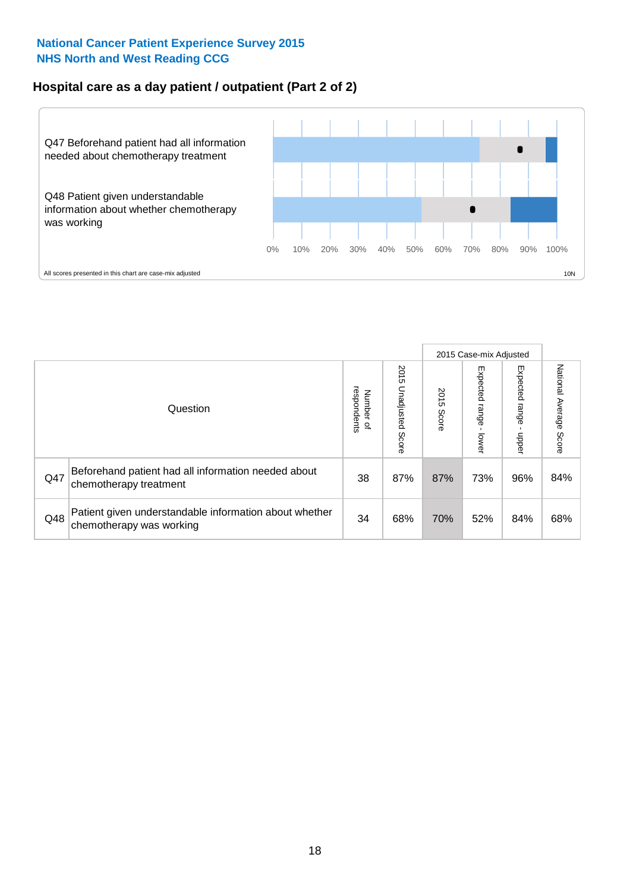**National Cancer Patient Experience Survey 2015**
**NHS North and West Reading CCG**

## Hospital care as a day patient / outpatient (Part 2 of 2)

Q47 Beforehand patient had all information needed about chemotherapy treatment

Q48 Patient given understandable information about whether chemotherapy was working

0% 10% 20% 30% 40% 50% 60% 70% 80% 90% 100%

All scores presented in this chart are case-mix adjusted

10N

| Question | | Number of respondents | 2015 Unadjusted Score | 2015 Case-mix Adjusted 2015 Score | 2015 Case-mix Adjusted Expected range - lower | 2015 Case-mix Adjusted Expected range - upper | National Average Score |
|---|---|---|---|---|---|---|---|
| Q47 | Beforehand patient had all information needed about chemotherapy treatment | 38 | 87% | 87% | 73% | 96% | 84% |
| Q48 | Patient given understandable information about whether chemotherapy was working | 34 | 68% | 70% | 52% | 84% | 68% |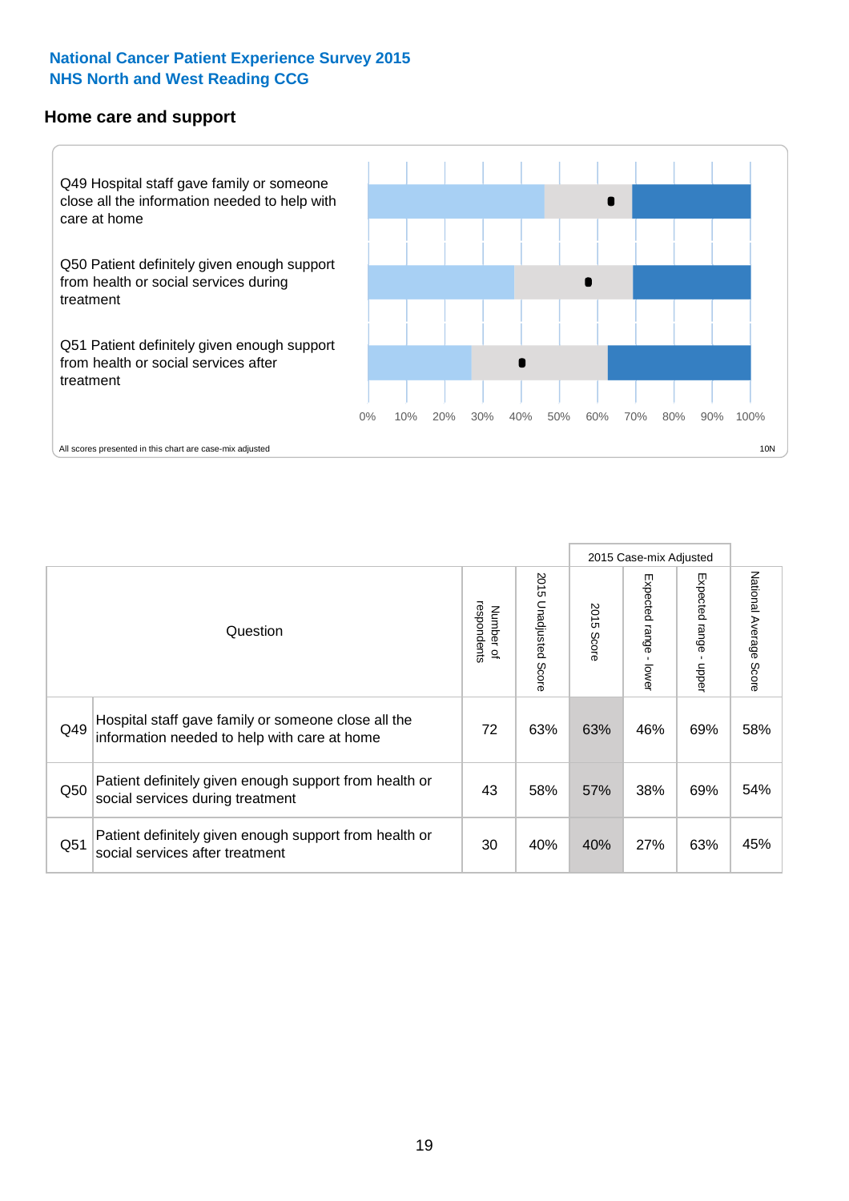**National Cancer Patient Experience Survey 2015**
**NHS North and West Reading CCG**

## Home care and support

Q49 Hospital staff gave family or someone close all the information needed to help with care at home

Q50 Patient definitely given enough support from health or social services during treatment

Q51 Patient definitely given enough support from health or social services after treatment

0% 10% 20% 30% 40% 50% 60% 70% 80% 90% 100%

All scores presented in this chart are case-mix adjusted

10N

| | Question | Number of respondents | 2015 Unadjusted Score | 2015 Case-mix Adjusted: 2015 Score | 2015 Case-mix Adjusted: Expected range - lower | 2015 Case-mix Adjusted: Expected range - upper | National Average Score |
|---|---|---|---|---|---|---|---|
| Q49 | Hospital staff gave family or someone close all the information needed to help with care at home | 72 | 63% | 63% | 46% | 69% | 58% |
| Q50 | Patient definitely given enough support from health or social services during treatment | 43 | 58% | 57% | 38% | 69% | 54% |
| Q51 | Patient definitely given enough support from health or social services after treatment | 30 | 40% | 40% | 27% | 63% | 45% |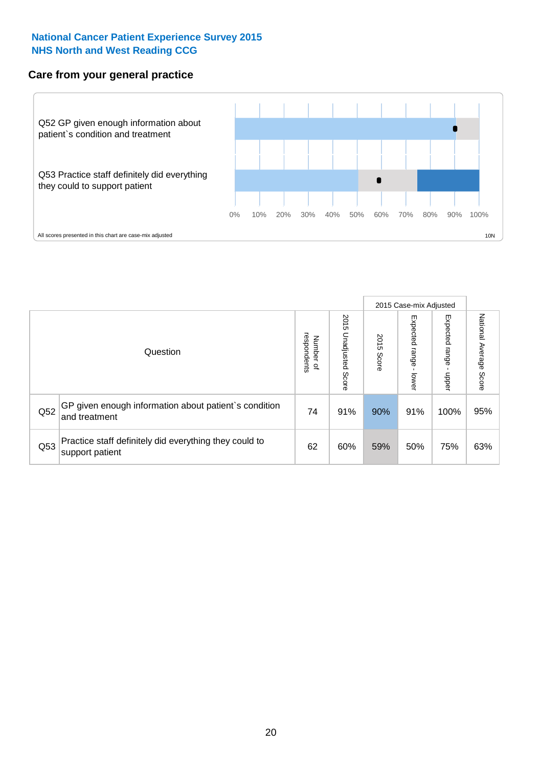**National Cancer Patient Experience Survey 2015**
**NHS North and West Reading CCG**

## Care from your general practice

Q52 GP given enough information about patient`s condition and treatment

Q53 Practice staff definitely did everything they could to support patient

0% 10% 20% 30% 40% 50% 60% 70% 80% 90% 100%

All scores presented in this chart are case-mix adjusted

10N

| Question | | Number of respondents | 2015 Unadjusted Score | 2015 Case-mix Adjusted: 2015 Score | 2015 Case-mix Adjusted: Expected range - lower | 2015 Case-mix Adjusted: Expected range - upper | National Average Score |
|---|---|---|---|---|---|---|---|
| Q52 | GP given enough information about patient`s condition and treatment | 74 | 91% | 90% | 91% | 100% | 95% |
| Q53 | Practice staff definitely did everything they could to support patient | 62 | 60% | 59% | 50% | 75% | 63% |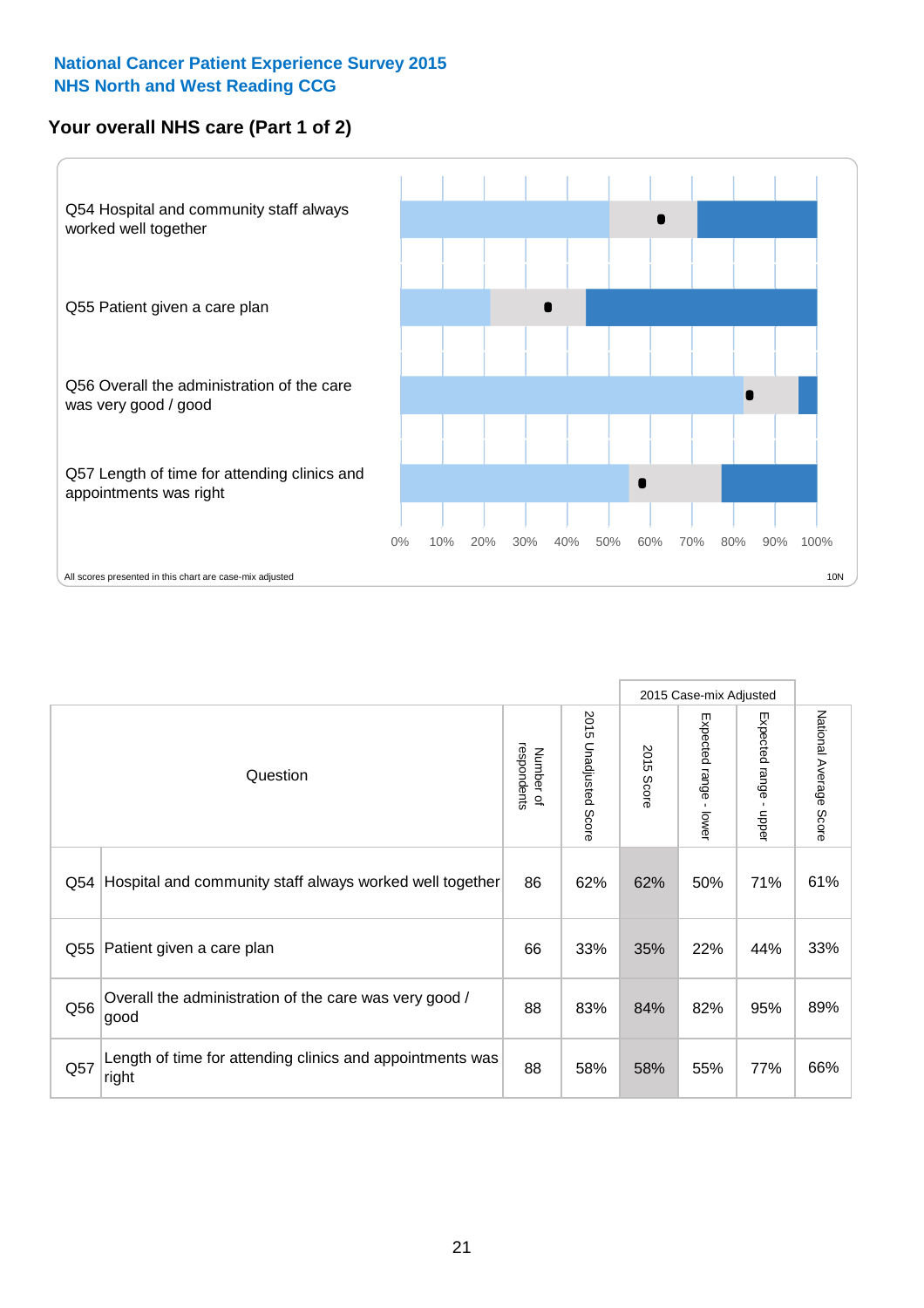National Cancer Patient Experience Survey 2015
NHS North and West Reading CCG

## Your overall NHS care (Part 1 of 2)

Q54 Hospital and community staff always worked well together

Q55 Patient given a care plan

Q56 Overall the administration of the care was very good / good

Q57 Length of time for attending clinics and appointments was right

0% 10% 20% 30% 40% 50% 60% 70% 80% 90% 100%

All scores presented in this chart are case-mix adjusted

10N

| | Question | Number of respondents | 2015 Unadjusted Score | 2015 Case-mix Adjusted: 2015 Score | 2015 Case-mix Adjusted: Expected range - lower | 2015 Case-mix Adjusted: Expected range - upper | National Average Score |
|---|---|---|---|---|---|---|---|
| Q54 | Hospital and community staff always worked well together | 86 | 62% | 62% | 50% | 71% | 61% |
| Q55 | Patient given a care plan | 66 | 33% | 35% | 22% | 44% | 33% |
| Q56 | Overall the administration of the care was very good / good | 88 | 83% | 84% | 82% | 95% | 89% |
| Q57 | Length of time for attending clinics and appointments was right | 88 | 58% | 58% | 55% | 77% | 66% |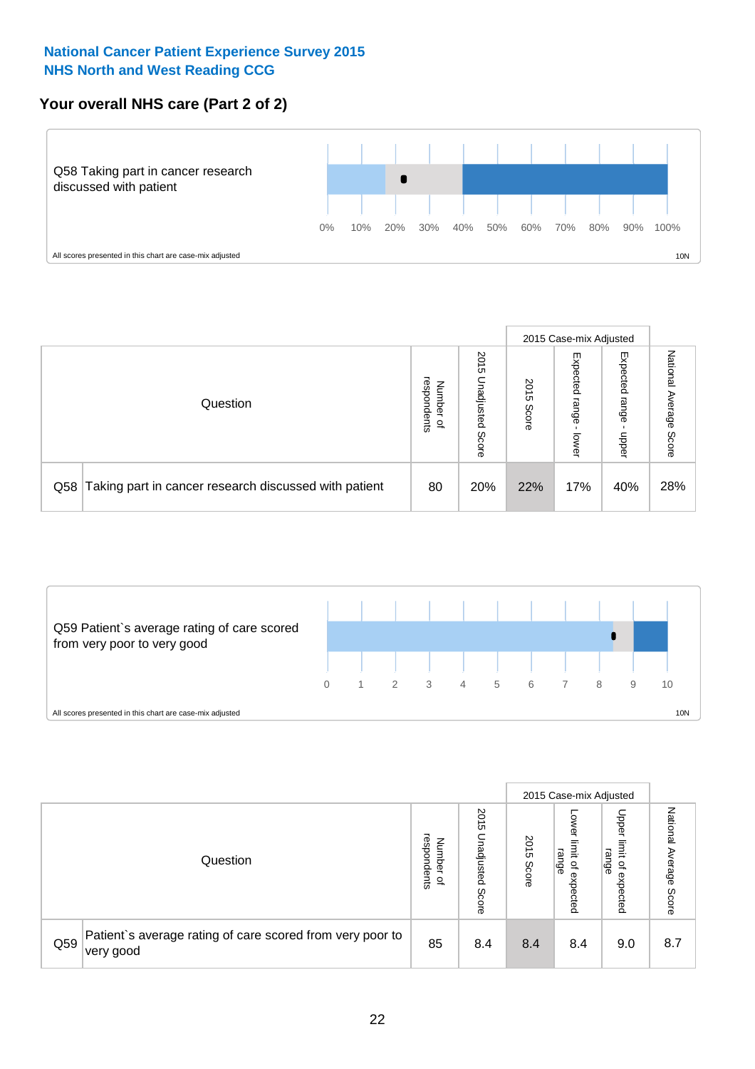National Cancer Patient Experience Survey 2015
NHS North and West Reading CCG

## Your overall NHS care (Part 2 of 2)

Q58 Taking part in cancer research discussed with patient

0% 10% 20% 30% 40% 50% 60% 70% 80% 90% 100%

All scores presented in this chart are case-mix adjusted

10N

| Question | | Number of respondents | 2015 Unadjusted Score | 2015 Case-mix Adjusted | | | National Average Score |
|---|---|---|---|---|---|---|---|
| | | | | 2015 Score | Expected range - lower | Expected range - upper | |
| Q58 | Taking part in cancer research discussed with patient | 80 | 20% | 22% | 17% | 40% | 28% |

Q59 Patient`s average rating of care scored from very poor to very good

0 1 2 3 4 5 6 7 8 9 10

All scores presented in this chart are case-mix adjusted

10N

| Question | | Number of respondents | 2015 Unadjusted Score | 2015 Case-mix Adjusted | | | National Average Score |
|---|---|---|---|---|---|---|---|
| | | | | 2015 Score | Lower limit of expected range | Upper limit of expected range | |
| Q59 | Patient`s average rating of care scored from very poor to very good | 85 | 8.4 | 8.4 | 8.4 | 9.0 | 8.7 |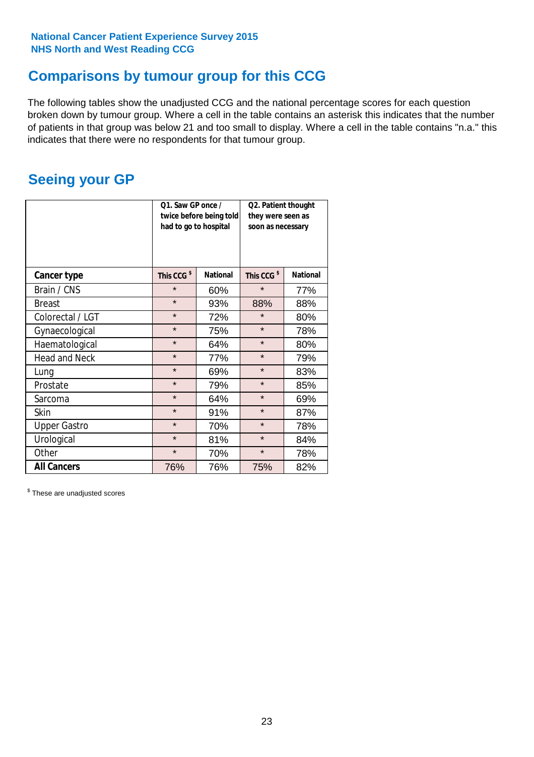National Cancer Patient Experience Survey 2015
NHS North and West Reading CCG

## Comparisons by tumour group for this CCG

The following tables show the unadjusted CCG and the national percentage scores for each question broken down by tumour group. Where a cell in the table contains an asterisk this indicates that the number of patients in that group was below 21 and too small to display. Where a cell in the table contains "n.a." this indicates that there were no respondents for that tumour group.

## Seeing your GP

| | Q1. Saw GP once / twice before being told had to go to hospital | | Q2. Patient thought they were seen as soon as necessary | |
|---|---|---|---|---|
| **Cancer type** | This CCG $ | National | This CCG $ | National |
| Brain / CNS | * | 60% | * | 77% |
| Breast | * | 93% | 88% | 88% |
| Colorectal / LGT | * | 72% | * | 80% |
| Gynaecological | * | 75% | * | 78% |
| Haematological | * | 64% | * | 80% |
| Head and Neck | * | 77% | * | 79% |
| Lung | * | 69% | * | 83% |
| Prostate | * | 79% | * | 85% |
| Sarcoma | * | 64% | * | 69% |
| Skin | * | 91% | * | 87% |
| Upper Gastro | * | 70% | * | 78% |
| Urological | * | 81% | * | 84% |
| Other | * | 70% | * | 78% |
| **All Cancers** | 76% | 76% | 75% | 82% |

$ These are unadjusted scores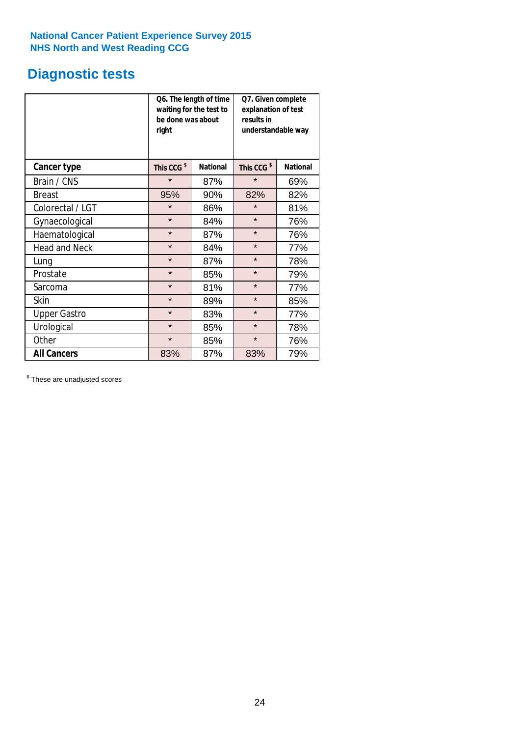**National Cancer Patient Experience Survey 2015**
**NHS North and West Reading CCG**

# Diagnostic tests

| | Q6. The length of time waiting for the test to be done was about right | | Q7. Given complete explanation of test results in understandable way | |
|---|---|---|---|---|
| **Cancer type** | **This CCG $** | **National** | **This CCG $** | **National** |
| Brain / CNS | * | 87% | * | 69% |
| Breast | 95% | 90% | 82% | 82% |
| Colorectal / LGT | * | 86% | * | 81% |
| Gynaecological | * | 84% | * | 76% |
| Haematological | * | 87% | * | 76% |
| Head and Neck | * | 84% | * | 77% |
| Lung | * | 87% | * | 78% |
| Prostate | * | 85% | * | 79% |
| Sarcoma | * | 81% | * | 77% |
| Skin | * | 89% | * | 85% |
| Upper Gastro | * | 83% | * | 77% |
| Urological | * | 85% | * | 78% |
| Other | * | 85% | * | 76% |
| **All Cancers** | 83% | 87% | 83% | 79% |

$ These are unadjusted scores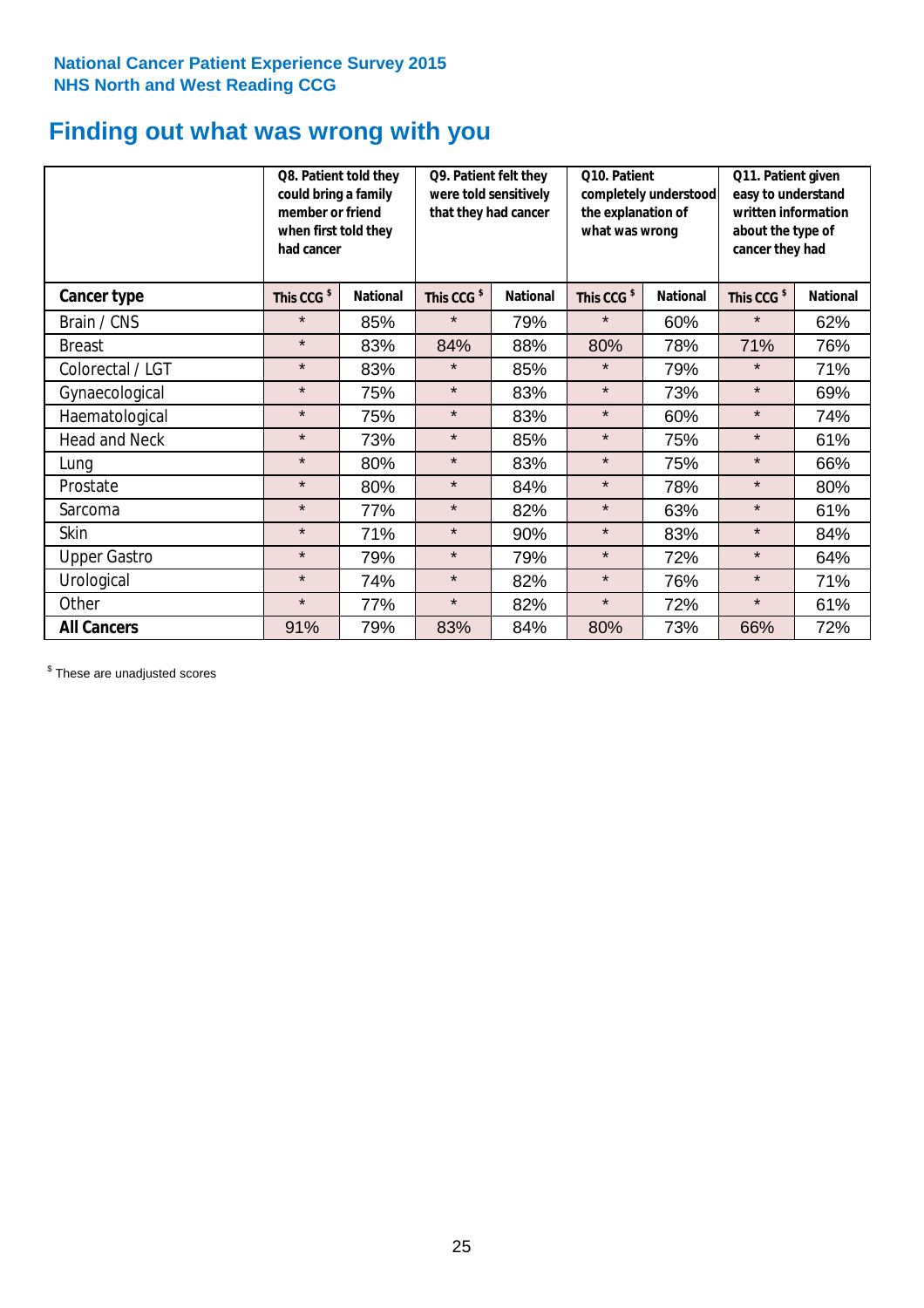National Cancer Patient Experience Survey 2015
NHS North and West Reading CCG

# Finding out what was wrong with you

| | Q8. Patient told they could bring a family member or friend when first told they had cancer | | Q9. Patient felt they were told sensitively that they had cancer | | Q10. Patient completely understood the explanation of what was wrong | | Q11. Patient given easy to understand written information about the type of cancer they had | |
|---|---|---|---|---|---|---|---|---|
| **Cancer type** | This CCG $ | National | This CCG $ | National | This CCG $ | National | This CCG $ | National |
| Brain / CNS | * | 85% | * | 79% | * | 60% | * | 62% |
| Breast | * | 83% | 84% | 88% | 80% | 78% | 71% | 76% |
| Colorectal / LGT | * | 83% | * | 85% | * | 79% | * | 71% |
| Gynaecological | * | 75% | * | 83% | * | 73% | * | 69% |
| Haematological | * | 75% | * | 83% | * | 60% | * | 74% |
| Head and Neck | * | 73% | * | 85% | * | 75% | * | 61% |
| Lung | * | 80% | * | 83% | * | 75% | * | 66% |
| Prostate | * | 80% | * | 84% | * | 78% | * | 80% |
| Sarcoma | * | 77% | * | 82% | * | 63% | * | 61% |
| Skin | * | 71% | * | 90% | * | 83% | * | 84% |
| Upper Gastro | * | 79% | * | 79% | * | 72% | * | 64% |
| Urological | * | 74% | * | 82% | * | 76% | * | 71% |
| Other | * | 77% | * | 82% | * | 72% | * | 61% |
| **All Cancers** | 91% | 79% | 83% | 84% | 80% | 73% | 66% | 72% |

$ These are unadjusted scores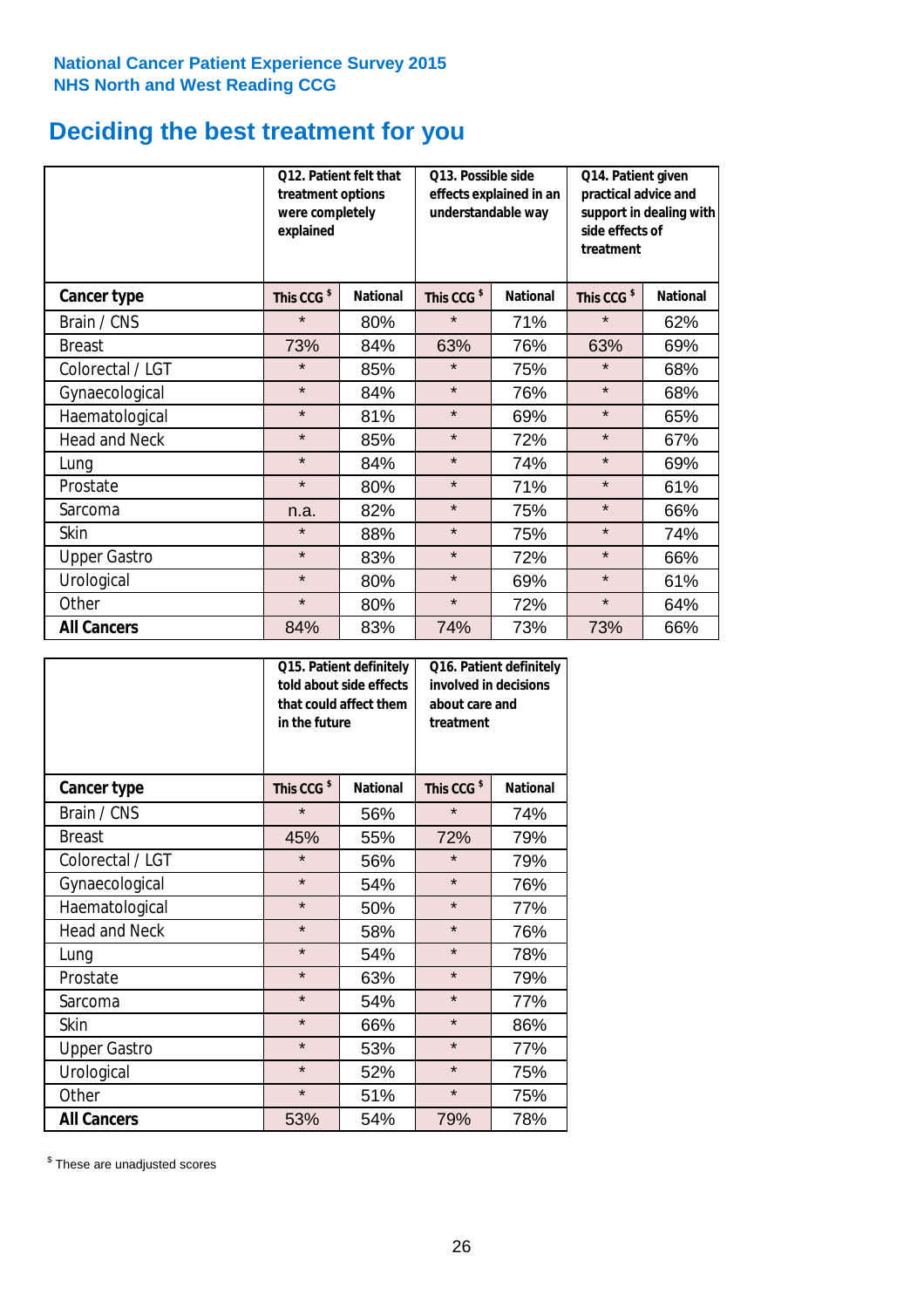National Cancer Patient Experience Survey 2015
NHS North and West Reading CCG

# Deciding the best treatment for you

| | Q12. Patient felt that treatment options were completely explained | | Q13. Possible side effects explained in an understandable way | | Q14. Patient given practical advice and support in dealing with side effects of treatment | |
|---|---|---|---|---|---|---|
| **Cancer type** | **This CCG $** | **National** | **This CCG $** | **National** | **This CCG $** | **National** |
| Brain / CNS | * | 80% | * | 71% | * | 62% |
| Breast | 73% | 84% | 63% | 76% | 63% | 69% |
| Colorectal / LGT | * | 85% | * | 75% | * | 68% |
| Gynaecological | * | 84% | * | 76% | * | 68% |
| Haematological | * | 81% | * | 69% | * | 65% |
| Head and Neck | * | 85% | * | 72% | * | 67% |
| Lung | * | 84% | * | 74% | * | 69% |
| Prostate | * | 80% | * | 71% | * | 61% |
| Sarcoma | n.a. | 82% | * | 75% | * | 66% |
| Skin | * | 88% | * | 75% | * | 74% |
| Upper Gastro | * | 83% | * | 72% | * | 66% |
| Urological | * | 80% | * | 69% | * | 61% |
| Other | * | 80% | * | 72% | * | 64% |
| **All Cancers** | 84% | 83% | 74% | 73% | 73% | 66% |

| | Q15. Patient definitely told about side effects that could affect them in the future | | Q16. Patient definitely involved in decisions about care and treatment | |
|---|---|---|---|---|
| **Cancer type** | **This CCG $** | **National** | **This CCG $** | **National** |
| Brain / CNS | * | 56% | * | 74% |
| Breast | 45% | 55% | 72% | 79% |
| Colorectal / LGT | * | 56% | * | 79% |
| Gynaecological | * | 54% | * | 76% |
| Haematological | * | 50% | * | 77% |
| Head and Neck | * | 58% | * | 76% |
| Lung | * | 54% | * | 78% |
| Prostate | * | 63% | * | 79% |
| Sarcoma | * | 54% | * | 77% |
| Skin | * | 66% | * | 86% |
| Upper Gastro | * | 53% | * | 77% |
| Urological | * | 52% | * | 75% |
| Other | * | 51% | * | 75% |
| **All Cancers** | 53% | 54% | 79% | 78% |

$ These are unadjusted scores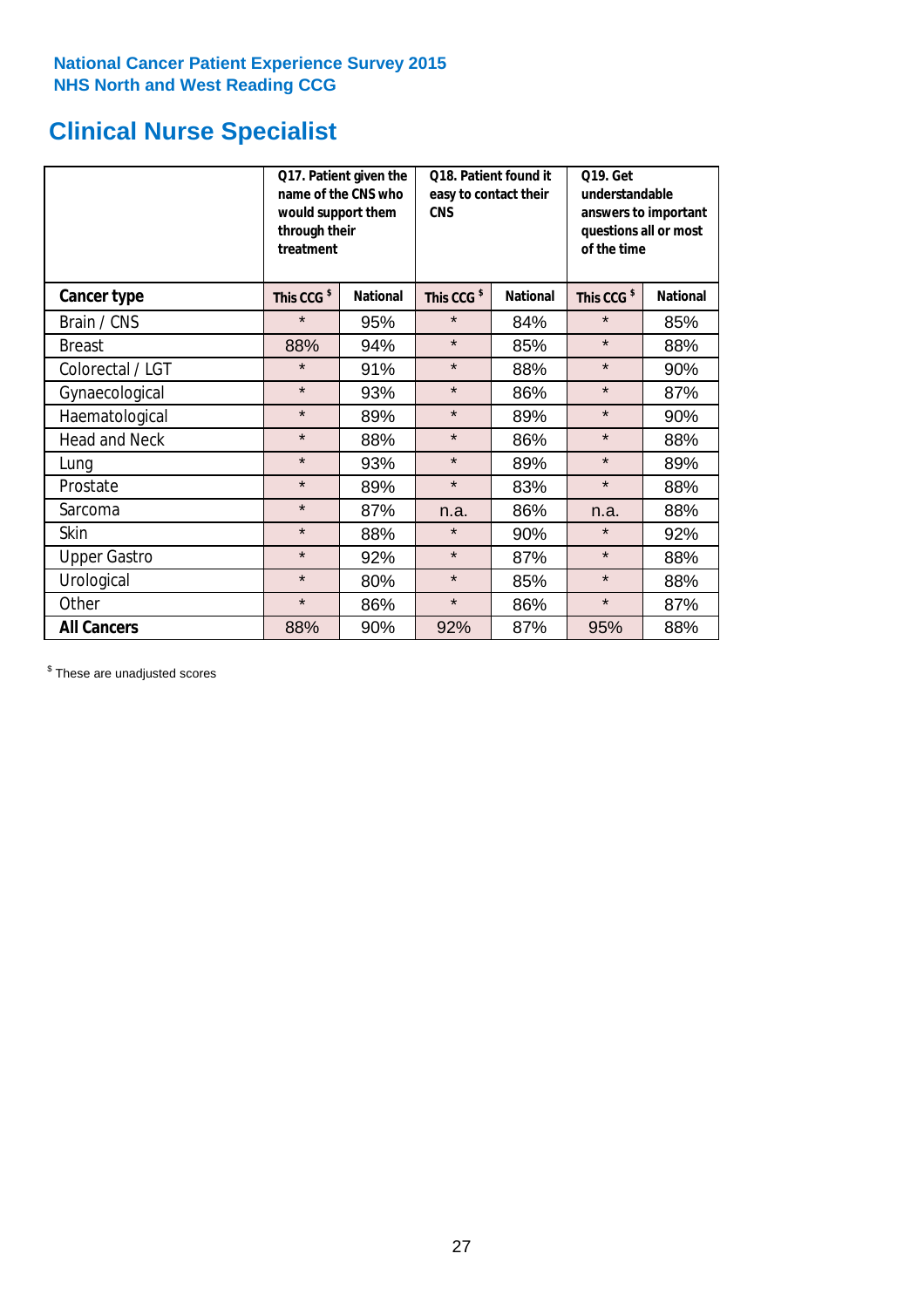**National Cancer Patient Experience Survey 2015**
**NHS North and West Reading CCG**

# Clinical Nurse Specialist

| | Q17. Patient given the name of the CNS who would support them through their treatment | | Q18. Patient found it easy to contact their CNS | | Q19. Get understandable answers to important questions all or most of the time | |
|---|---|---|---|---|---|---|
| **Cancer type** | **This CCG $** | **National** | **This CCG $** | **National** | **This CCG $** | **National** |
| Brain / CNS | * | 95% | * | 84% | * | 85% |
| Breast | 88% | 94% | * | 85% | * | 88% |
| Colorectal / LGT | * | 91% | * | 88% | * | 90% |
| Gynaecological | * | 93% | * | 86% | * | 87% |
| Haematological | * | 89% | * | 89% | * | 90% |
| Head and Neck | * | 88% | * | 86% | * | 88% |
| Lung | * | 93% | * | 89% | * | 89% |
| Prostate | * | 89% | * | 83% | * | 88% |
| Sarcoma | * | 87% | n.a. | 86% | n.a. | 88% |
| Skin | * | 88% | * | 90% | * | 92% |
| Upper Gastro | * | 92% | * | 87% | * | 88% |
| Urological | * | 80% | * | 85% | * | 88% |
| Other | * | 86% | * | 86% | * | 87% |
| **All Cancers** | 88% | 90% | 92% | 87% | 95% | 88% |

$ These are unadjusted scores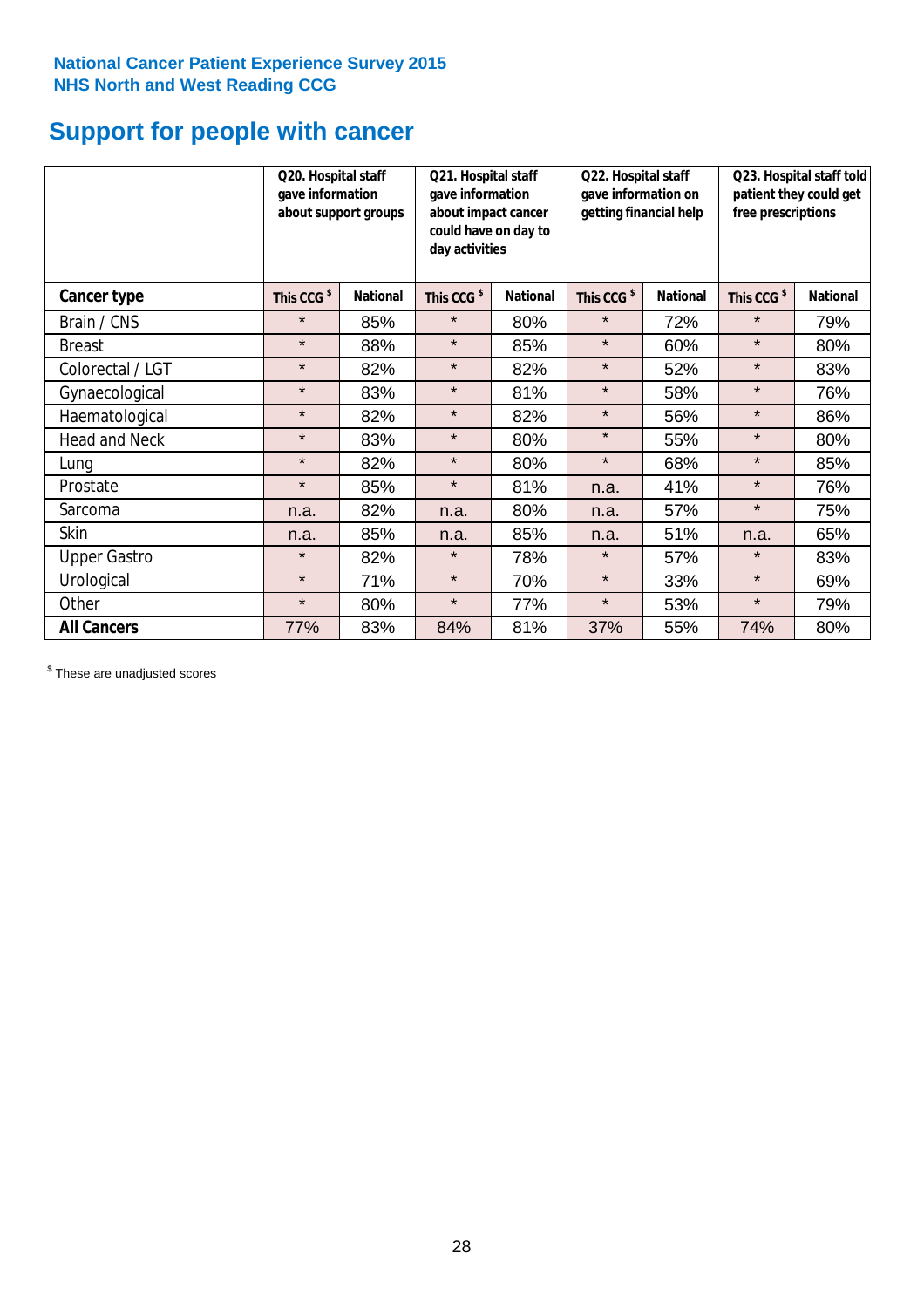National Cancer Patient Experience Survey 2015
NHS North and West Reading CCG

# Support for people with cancer

| | Q20. Hospital staff gave information about support groups | | Q21. Hospital staff gave information about impact cancer could have on day to day activities | | Q22. Hospital staff gave information on getting financial help | | Q23. Hospital staff told patient they could get free prescriptions | |
|---|---|---|---|---|---|---|---|---|
| **Cancer type** | **This CCG $** | **National** | **This CCG $** | **National** | **This CCG $** | **National** | **This CCG $** | **National** |
| Brain / CNS | * | 85% | * | 80% | * | 72% | * | 79% |
| Breast | * | 88% | * | 85% | * | 60% | * | 80% |
| Colorectal / LGT | * | 82% | * | 82% | * | 52% | * | 83% |
| Gynaecological | * | 83% | * | 81% | * | 58% | * | 76% |
| Haematological | * | 82% | * | 82% | * | 56% | * | 86% |
| Head and Neck | * | 83% | * | 80% | * | 55% | * | 80% |
| Lung | * | 82% | * | 80% | * | 68% | * | 85% |
| Prostate | * | 85% | * | 81% | n.a. | 41% | * | 76% |
| Sarcoma | n.a. | 82% | n.a. | 80% | n.a. | 57% | * | 75% |
| Skin | n.a. | 85% | n.a. | 85% | n.a. | 51% | n.a. | 65% |
| Upper Gastro | * | 82% | * | 78% | * | 57% | * | 83% |
| Urological | * | 71% | * | 70% | * | 33% | * | 69% |
| Other | * | 80% | * | 77% | * | 53% | * | 79% |
| **All Cancers** | 77% | 83% | 84% | 81% | 37% | 55% | 74% | 80% |

$ These are unadjusted scores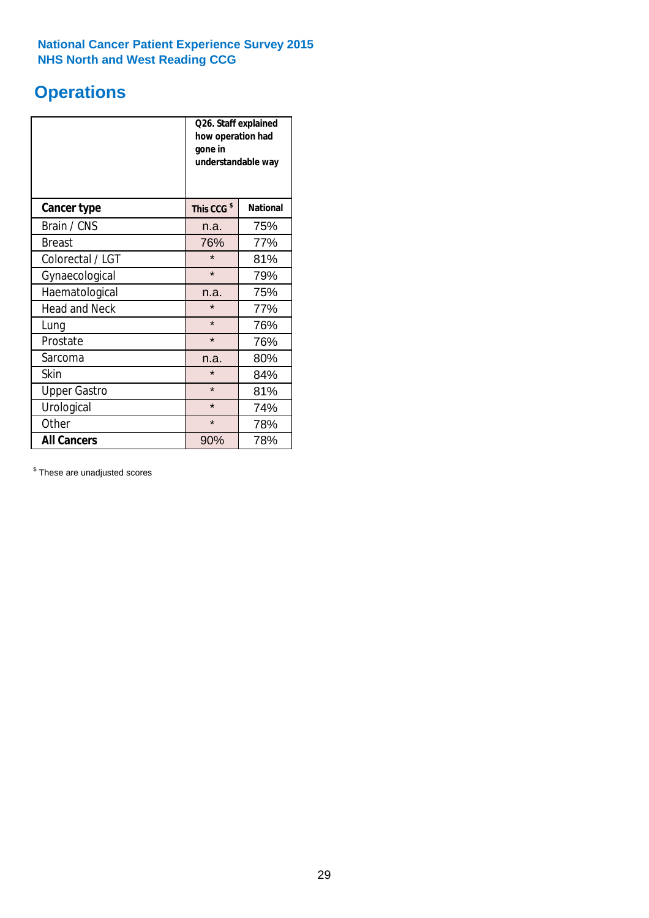National Cancer Patient Experience Survey 2015
NHS North and West Reading CCG

# Operations

| | Q26. Staff explained how operation had gone in understandable way | |
|---|---|---|
| **Cancer type** | **This CCG $** | **National** |
| Brain / CNS | n.a. | 75% |
| Breast | 76% | 77% |
| Colorectal / LGT | * | 81% |
| Gynaecological | * | 79% |
| Haematological | n.a. | 75% |
| Head and Neck | * | 77% |
| Lung | * | 76% |
| Prostate | * | 76% |
| Sarcoma | n.a. | 80% |
| Skin | * | 84% |
| Upper Gastro | * | 81% |
| Urological | * | 74% |
| Other | * | 78% |
| **All Cancers** | 90% | 78% |

$ These are unadjusted scores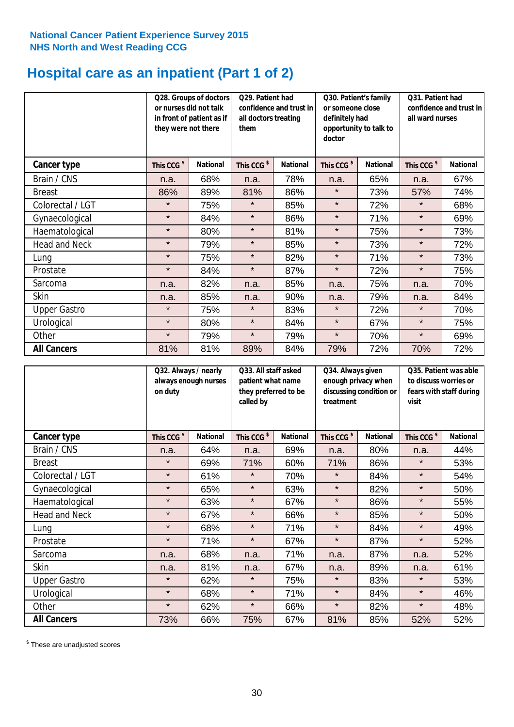**National Cancer Patient Experience Survey 2015**
**NHS North and West Reading CCG**

# Hospital care as an inpatient (Part 1 of 2)

| | Q28. Groups of doctors or nurses did not talk in front of patient as if they were not there | | Q29. Patient had confidence and trust in all doctors treating them | | Q30. Patient's family or someone close definitely had opportunity to talk to doctor | | Q31. Patient had confidence and trust in all ward nurses | |
|---|---|---|---|---|---|---|---|---|
| **Cancer type** | **This CCG $** | **National** | **This CCG $** | **National** | **This CCG $** | **National** | **This CCG $** | **National** |
| Brain / CNS | n.a. | 68% | n.a. | 78% | n.a. | 65% | n.a. | 67% |
| Breast | 86% | 89% | 81% | 86% | * | 73% | 57% | 74% |
| Colorectal / LGT | * | 75% | * | 85% | * | 72% | * | 68% |
| Gynaecological | * | 84% | * | 86% | * | 71% | * | 69% |
| Haematological | * | 80% | * | 81% | * | 75% | * | 73% |
| Head and Neck | * | 79% | * | 85% | * | 73% | * | 72% |
| Lung | * | 75% | * | 82% | * | 71% | * | 73% |
| Prostate | * | 84% | * | 87% | * | 72% | * | 75% |
| Sarcoma | n.a. | 82% | n.a. | 85% | n.a. | 75% | n.a. | 70% |
| Skin | n.a. | 85% | n.a. | 90% | n.a. | 79% | n.a. | 84% |
| Upper Gastro | * | 75% | * | 83% | * | 72% | * | 70% |
| Urological | * | 80% | * | 84% | * | 67% | * | 75% |
| Other | * | 79% | * | 79% | * | 70% | * | 69% |
| **All Cancers** | 81% | 81% | 89% | 84% | 79% | 72% | 70% | 72% |

| | Q32. Always / nearly always enough nurses on duty | | Q33. All staff asked patient what name they preferred to be called by | | Q34. Always given enough privacy when discussing condition or treatment | | Q35. Patient was able to discuss worries or fears with staff during visit | |
|---|---|---|---|---|---|---|---|---|
| **Cancer type** | **This CCG $** | **National** | **This CCG $** | **National** | **This CCG $** | **National** | **This CCG $** | **National** |
| Brain / CNS | n.a. | 64% | n.a. | 69% | n.a. | 80% | n.a. | 44% |
| Breast | * | 69% | 71% | 60% | 71% | 86% | * | 53% |
| Colorectal / LGT | * | 61% | * | 70% | * | 84% | * | 54% |
| Gynaecological | * | 65% | * | 63% | * | 82% | * | 50% |
| Haematological | * | 63% | * | 67% | * | 86% | * | 55% |
| Head and Neck | * | 67% | * | 66% | * | 85% | * | 50% |
| Lung | * | 68% | * | 71% | * | 84% | * | 49% |
| Prostate | * | 71% | * | 67% | * | 87% | * | 52% |
| Sarcoma | n.a. | 68% | n.a. | 71% | n.a. | 87% | n.a. | 52% |
| Skin | n.a. | 81% | n.a. | 67% | n.a. | 89% | n.a. | 61% |
| Upper Gastro | * | 62% | * | 75% | * | 83% | * | 53% |
| Urological | * | 68% | * | 71% | * | 84% | * | 46% |
| Other | * | 62% | * | 66% | * | 82% | * | 48% |
| **All Cancers** | 73% | 66% | 75% | 67% | 81% | 85% | 52% | 52% |

$ These are unadjusted scores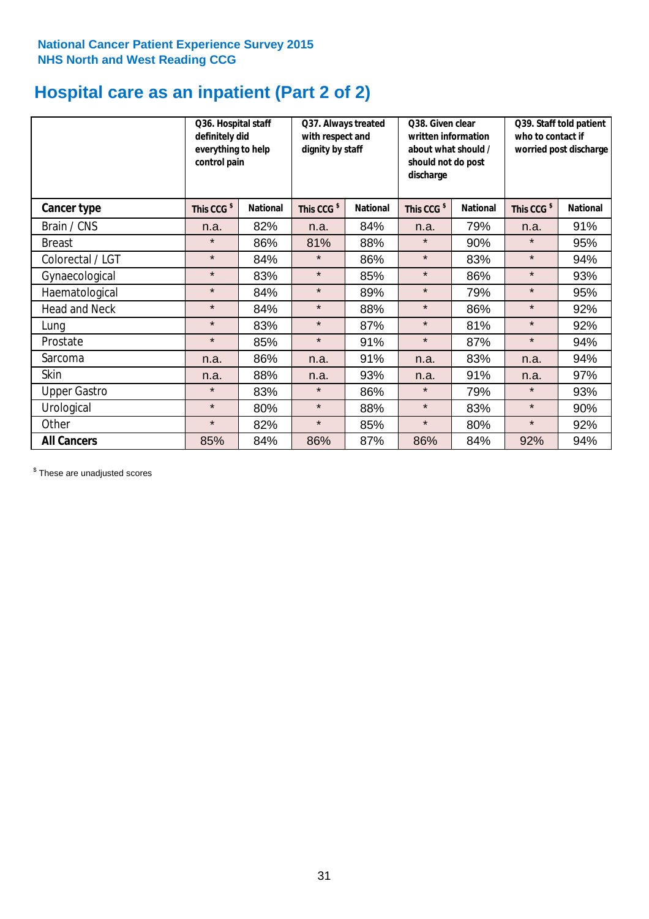National Cancer Patient Experience Survey 2015
NHS North and West Reading CCG

# Hospital care as an inpatient (Part 2 of 2)

| | Q36. Hospital staff definitely did everything to help control pain | | Q37. Always treated with respect and dignity by staff | | Q38. Given clear written information about what should / should not do post discharge | | Q39. Staff told patient who to contact if worried post discharge | |
|---|---|---|---|---|---|---|---|---|
| **Cancer type** | This CCG $ | National | This CCG $ | National | This CCG $ | National | This CCG $ | National |
| Brain / CNS | n.a. | 82% | n.a. | 84% | n.a. | 79% | n.a. | 91% |
| Breast | * | 86% | 81% | 88% | * | 90% | * | 95% |
| Colorectal / LGT | * | 84% | * | 86% | * | 83% | * | 94% |
| Gynaecological | * | 83% | * | 85% | * | 86% | * | 93% |
| Haematological | * | 84% | * | 89% | * | 79% | * | 95% |
| Head and Neck | * | 84% | * | 88% | * | 86% | * | 92% |
| Lung | * | 83% | * | 87% | * | 81% | * | 92% |
| Prostate | * | 85% | * | 91% | * | 87% | * | 94% |
| Sarcoma | n.a. | 86% | n.a. | 91% | n.a. | 83% | n.a. | 94% |
| Skin | n.a. | 88% | n.a. | 93% | n.a. | 91% | n.a. | 97% |
| Upper Gastro | * | 83% | * | 86% | * | 79% | * | 93% |
| Urological | * | 80% | * | 88% | * | 83% | * | 90% |
| Other | * | 82% | * | 85% | * | 80% | * | 92% |
| **All Cancers** | 85% | 84% | 86% | 87% | 86% | 84% | 92% | 94% |

$ These are unadjusted scores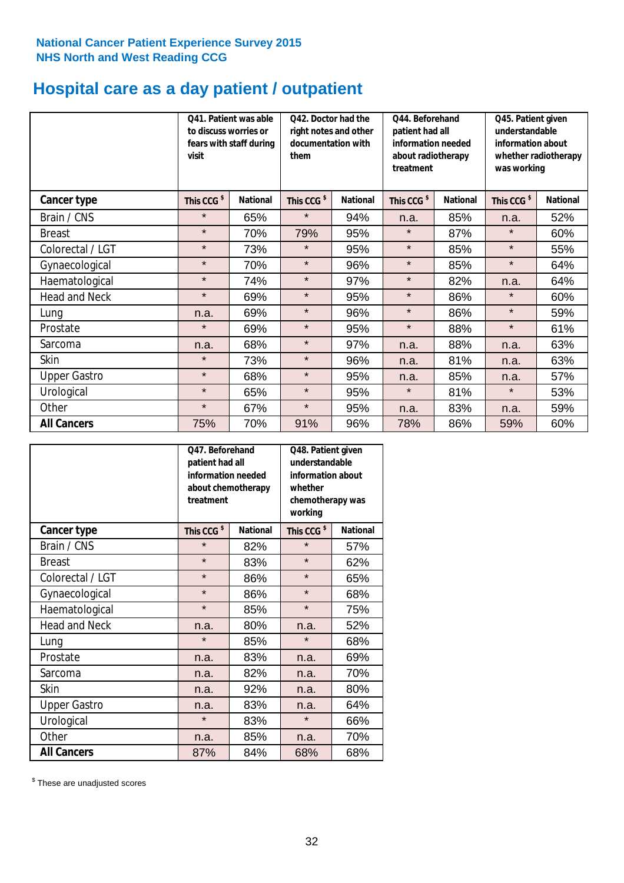National Cancer Patient Experience Survey 2015
NHS North and West Reading CCG

# Hospital care as a day patient / outpatient

| | Q41. Patient was able to discuss worries or fears with staff during visit | | Q42. Doctor had the right notes and other documentation with them | | Q44. Beforehand patient had all information needed about radiotherapy treatment | | Q45. Patient given understandable information about whether radiotherapy was working | |
|---|---|---|---|---|---|---|---|---|
| **Cancer type** | This CCG $ | National | This CCG $ | National | This CCG $ | National | This CCG $ | National |
| Brain / CNS | * | 65% | * | 94% | n.a. | 85% | n.a. | 52% |
| Breast | * | 70% | 79% | 95% | * | 87% | * | 60% |
| Colorectal / LGT | * | 73% | * | 95% | * | 85% | * | 55% |
| Gynaecological | * | 70% | * | 96% | * | 85% | * | 64% |
| Haematological | * | 74% | * | 97% | * | 82% | n.a. | 64% |
| Head and Neck | * | 69% | * | 95% | * | 86% | * | 60% |
| Lung | n.a. | 69% | * | 96% | * | 86% | * | 59% |
| Prostate | * | 69% | * | 95% | * | 88% | * | 61% |
| Sarcoma | n.a. | 68% | * | 97% | n.a. | 88% | n.a. | 63% |
| Skin | * | 73% | * | 96% | n.a. | 81% | n.a. | 63% |
| Upper Gastro | * | 68% | * | 95% | n.a. | 85% | n.a. | 57% |
| Urological | * | 65% | * | 95% | * | 81% | * | 53% |
| Other | * | 67% | * | 95% | n.a. | 83% | n.a. | 59% |
| **All Cancers** | 75% | 70% | 91% | 96% | 78% | 86% | 59% | 60% |

| | Q47. Beforehand patient had all information needed about chemotherapy treatment | | Q48. Patient given understandable information about whether chemotherapy was working | |
|---|---|---|---|---|
| **Cancer type** | This CCG $ | National | This CCG $ | National |
| Brain / CNS | * | 82% | * | 57% |
| Breast | * | 83% | * | 62% |
| Colorectal / LGT | * | 86% | * | 65% |
| Gynaecological | * | 86% | * | 68% |
| Haematological | * | 85% | * | 75% |
| Head and Neck | n.a. | 80% | n.a. | 52% |
| Lung | * | 85% | * | 68% |
| Prostate | n.a. | 83% | n.a. | 69% |
| Sarcoma | n.a. | 82% | n.a. | 70% |
| Skin | n.a. | 92% | n.a. | 80% |
| Upper Gastro | n.a. | 83% | n.a. | 64% |
| Urological | * | 83% | * | 66% |
| Other | n.a. | 85% | n.a. | 70% |
| **All Cancers** | 87% | 84% | 68% | 68% |

$ These are unadjusted scores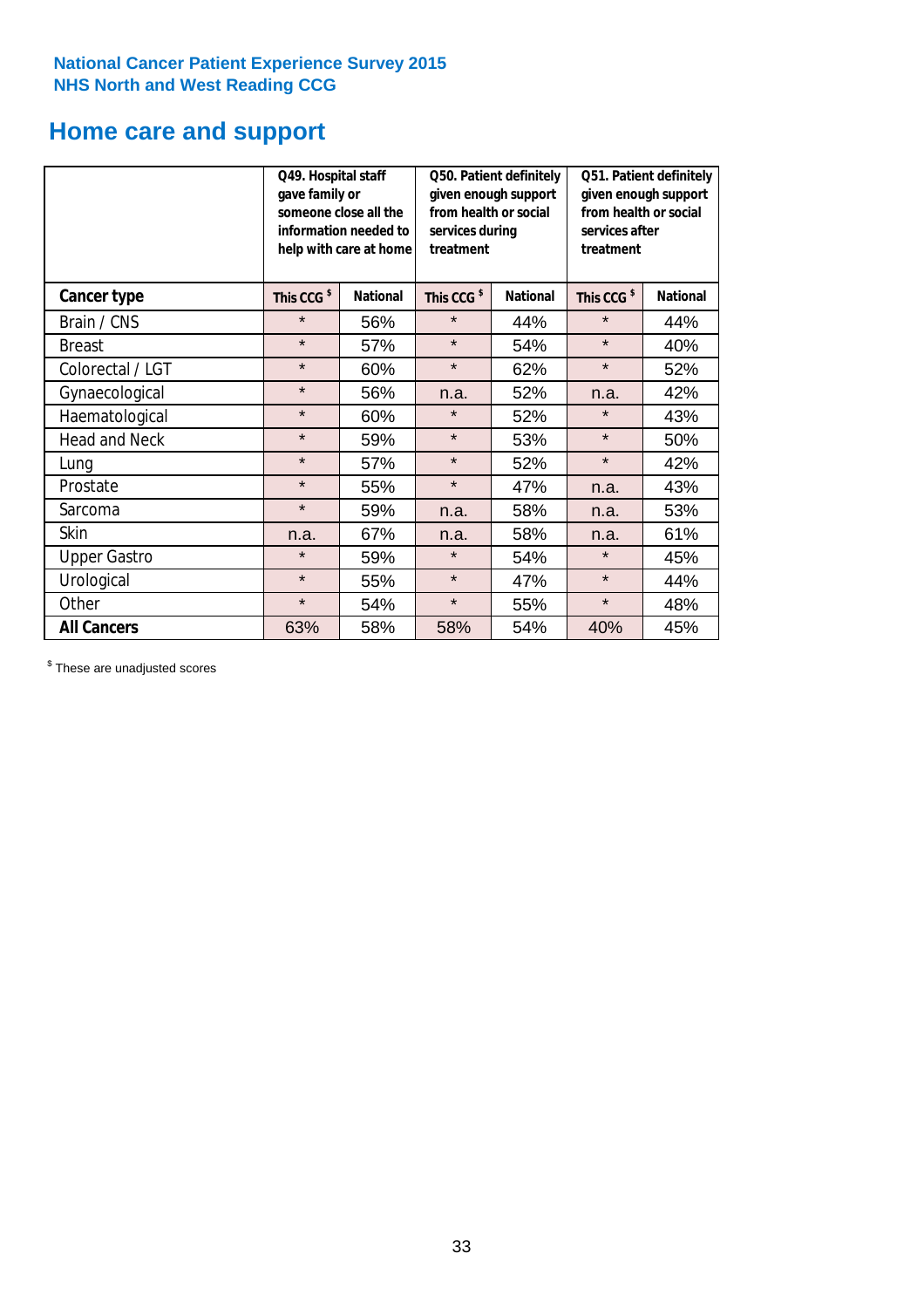National Cancer Patient Experience Survey 2015
NHS North and West Reading CCG

## Home care and support

| | Q49. Hospital staff gave family or someone close all the information needed to help with care at home | | Q50. Patient definitely given enough support from health or social services during treatment | | Q51. Patient definitely given enough support from health or social services after treatment | |
|---|---|---|---|---|---|---|
| **Cancer type** | **This CCG $** | **National** | **This CCG $** | **National** | **This CCG $** | **National** |
| Brain / CNS | * | 56% | * | 44% | * | 44% |
| Breast | * | 57% | * | 54% | * | 40% |
| Colorectal / LGT | * | 60% | * | 62% | * | 52% |
| Gynaecological | * | 56% | n.a. | 52% | n.a. | 42% |
| Haematological | * | 60% | * | 52% | * | 43% |
| Head and Neck | * | 59% | * | 53% | * | 50% |
| Lung | * | 57% | * | 52% | * | 42% |
| Prostate | * | 55% | * | 47% | n.a. | 43% |
| Sarcoma | * | 59% | n.a. | 58% | n.a. | 53% |
| Skin | n.a. | 67% | n.a. | 58% | n.a. | 61% |
| Upper Gastro | * | 59% | * | 54% | * | 45% |
| Urological | * | 55% | * | 47% | * | 44% |
| Other | * | 54% | * | 55% | * | 48% |
| **All Cancers** | 63% | 58% | 58% | 54% | 40% | 45% |

$ These are unadjusted scores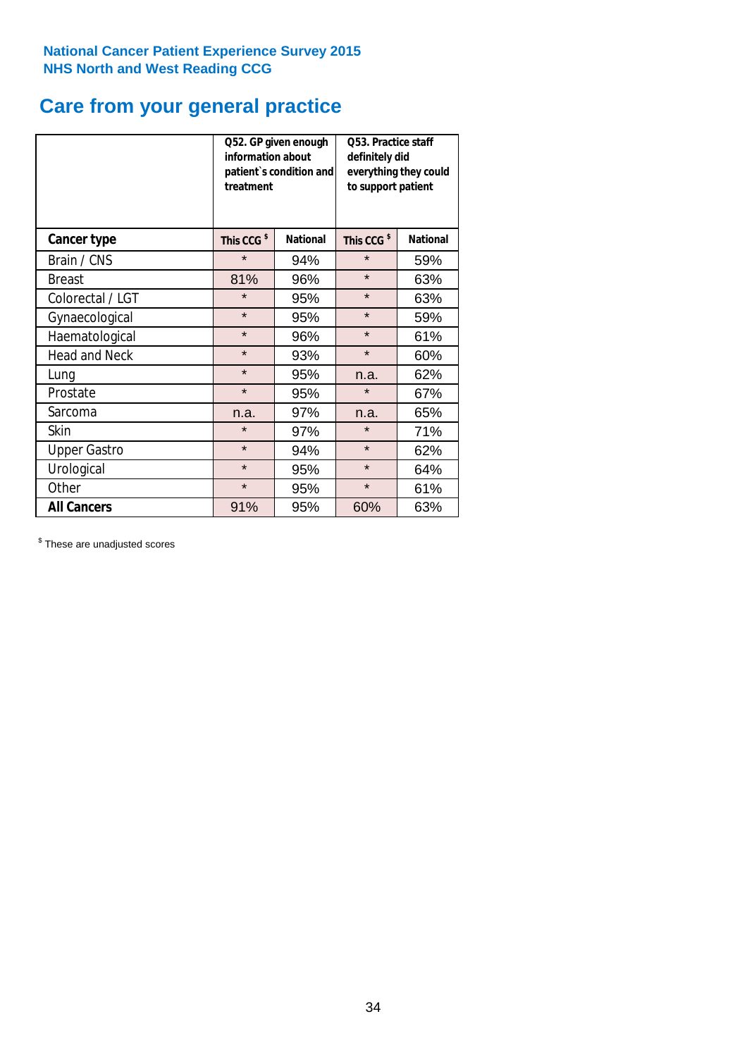**National Cancer Patient Experience Survey 2015**
**NHS North and West Reading CCG**

# Care from your general practice

| | Q52. GP given enough information about patient`s condition and treatment | | Q53. Practice staff definitely did everything they could to support patient | |
|---|---|---|---|---|
| **Cancer type** | **This CCG $** | **National** | **This CCG $** | **National** |
| Brain / CNS | * | 94% | * | 59% |
| Breast | 81% | 96% | * | 63% |
| Colorectal / LGT | * | 95% | * | 63% |
| Gynaecological | * | 95% | * | 59% |
| Haematological | * | 96% | * | 61% |
| Head and Neck | * | 93% | * | 60% |
| Lung | * | 95% | n.a. | 62% |
| Prostate | * | 95% | * | 67% |
| Sarcoma | n.a. | 97% | n.a. | 65% |
| Skin | * | 97% | * | 71% |
| Upper Gastro | * | 94% | * | 62% |
| Urological | * | 95% | * | 64% |
| Other | * | 95% | * | 61% |
| **All Cancers** | 91% | 95% | 60% | 63% |

$ These are unadjusted scores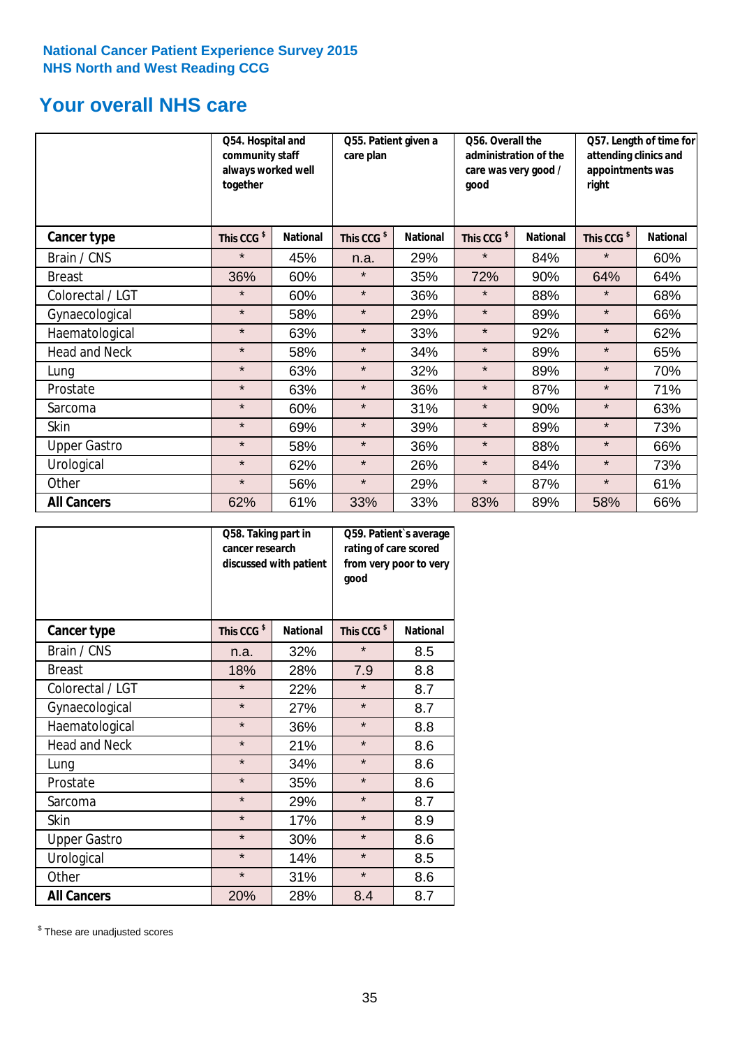**National Cancer Patient Experience Survey 2015**
**NHS North and West Reading CCG**

# Your overall NHS care

| | Q54. Hospital and community staff always worked well together | | Q55. Patient given a care plan | | Q56. Overall the administration of the care was very good / good | | Q57. Length of time for attending clinics and appointments was right | |
|---|---|---|---|---|---|---|---|---|
| **Cancer type** | **This CCG $** | **National** | **This CCG $** | **National** | **This CCG $** | **National** | **This CCG $** | **National** |
| Brain / CNS | * | 45% | n.a. | 29% | * | 84% | * | 60% |
| Breast | 36% | 60% | * | 35% | 72% | 90% | 64% | 64% |
| Colorectal / LGT | * | 60% | * | 36% | * | 88% | * | 68% |
| Gynaecological | * | 58% | * | 29% | * | 89% | * | 66% |
| Haematological | * | 63% | * | 33% | * | 92% | * | 62% |
| Head and Neck | * | 58% | * | 34% | * | 89% | * | 65% |
| Lung | * | 63% | * | 32% | * | 89% | * | 70% |
| Prostate | * | 63% | * | 36% | * | 87% | * | 71% |
| Sarcoma | * | 60% | * | 31% | * | 90% | * | 63% |
| Skin | * | 69% | * | 39% | * | 89% | * | 73% |
| Upper Gastro | * | 58% | * | 36% | * | 88% | * | 66% |
| Urological | * | 62% | * | 26% | * | 84% | * | 73% |
| Other | * | 56% | * | 29% | * | 87% | * | 61% |
| **All Cancers** | 62% | 61% | 33% | 33% | 83% | 89% | 58% | 66% |

| | Q58. Taking part in cancer research discussed with patient | | Q59. Patient`s average rating of care scored from very poor to very good | |
|---|---|---|---|---|
| **Cancer type** | **This CCG $** | **National** | **This CCG $** | **National** |
| Brain / CNS | n.a. | 32% | * | 8.5 |
| Breast | 18% | 28% | 7.9 | 8.8 |
| Colorectal / LGT | * | 22% | * | 8.7 |
| Gynaecological | * | 27% | * | 8.7 |
| Haematological | * | 36% | * | 8.8 |
| Head and Neck | * | 21% | * | 8.6 |
| Lung | * | 34% | * | 8.6 |
| Prostate | * | 35% | * | 8.6 |
| Sarcoma | * | 29% | * | 8.7 |
| Skin | * | 17% | * | 8.9 |
| Upper Gastro | * | 30% | * | 8.6 |
| Urological | * | 14% | * | 8.5 |
| Other | * | 31% | * | 8.6 |
| **All Cancers** | 20% | 28% | 8.4 | 8.7 |

$ These are unadjusted scores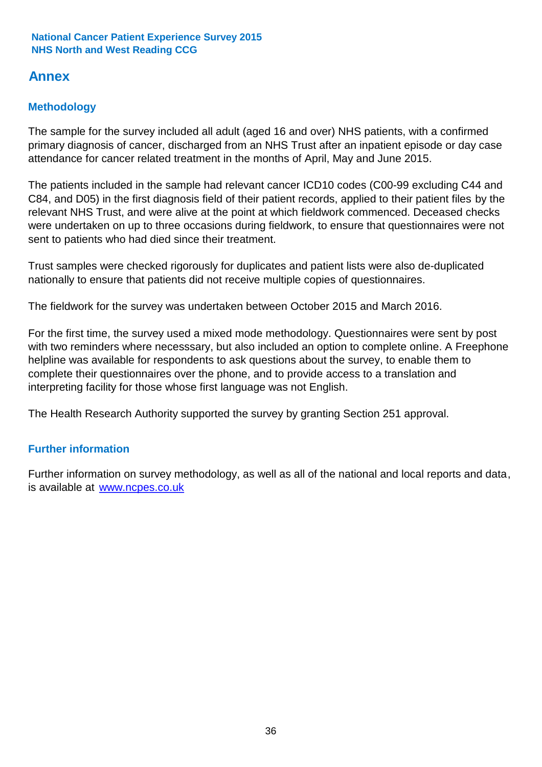## Annex

### Methodology

The sample for the survey included all adult (aged 16 and over) NHS patients, with a confirmed primary diagnosis of cancer, discharged from an NHS Trust after an inpatient episode or day case attendance for cancer related treatment in the months of April, May and June 2015.

The patients included in the sample had relevant cancer ICD10 codes (C00-99 excluding C44 and C84, and D05) in the first diagnosis field of their patient records, applied to their patient files by the relevant NHS Trust, and were alive at the point at which fieldwork commenced. Deceased checks were undertaken on up to three occasions during fieldwork, to ensure that questionnaires were not sent to patients who had died since their treatment.

Trust samples were checked rigorously for duplicates and patient lists were also de-duplicated nationally to ensure that patients did not receive multiple copies of questionnaires.

The fieldwork for the survey was undertaken between October 2015 and March 2016.

For the first time, the survey used a mixed mode methodology. Questionnaires were sent by post with two reminders where necesssary, but also included an option to complete online. A Freephone helpline was available for respondents to ask questions about the survey, to enable them to complete their questionnaires over the phone, and to provide access to a translation and interpreting facility for those whose first language was not English.

The Health Research Authority supported the survey by granting Section 251 approval.

### Further information

Further information on survey methodology, as well as all of the national and local reports and data, is available at [www.ncpes.co.uk](http://www.ncpes.co.uk)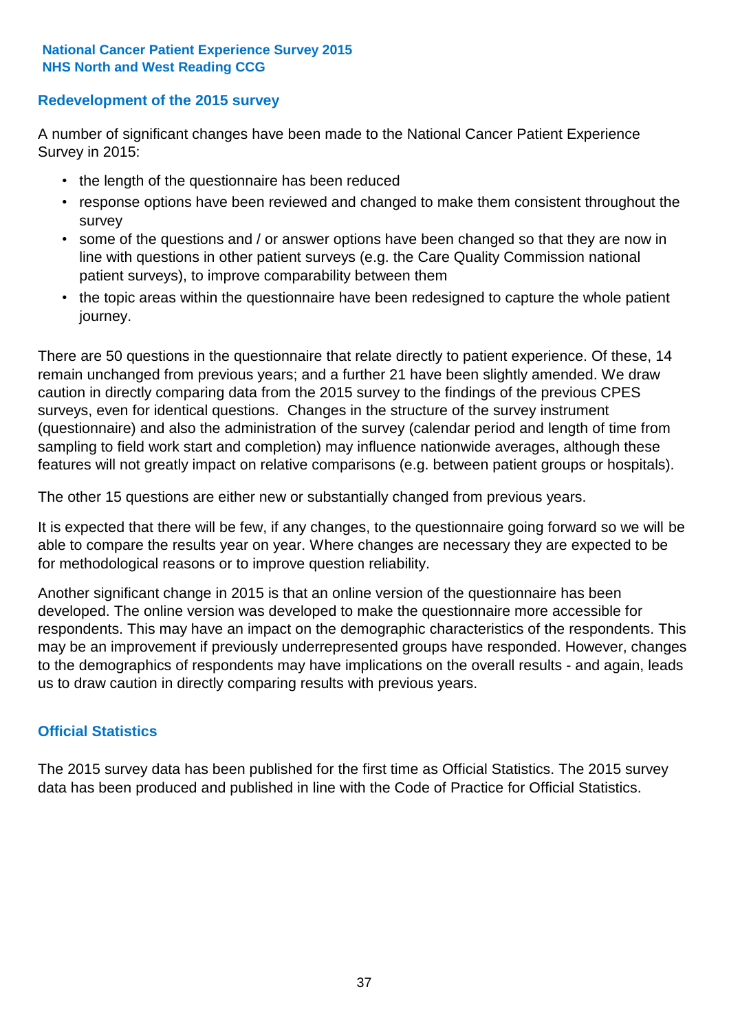## Redevelopment of the 2015 survey

A number of significant changes have been made to the National Cancer Patient Experience Survey in 2015:

- the length of the questionnaire has been reduced
- response options have been reviewed and changed to make them consistent throughout the survey
- some of the questions and / or answer options have been changed so that they are now in line with questions in other patient surveys (e.g. the Care Quality Commission national patient surveys), to improve comparability between them
- the topic areas within the questionnaire have been redesigned to capture the whole patient journey.

There are 50 questions in the questionnaire that relate directly to patient experience. Of these, 14 remain unchanged from previous years; and a further 21 have been slightly amended. We draw caution in directly comparing data from the 2015 survey to the findings of the previous CPES surveys, even for identical questions. Changes in the structure of the survey instrument (questionnaire) and also the administration of the survey (calendar period and length of time from sampling to field work start and completion) may influence nationwide averages, although these features will not greatly impact on relative comparisons (e.g. between patient groups or hospitals).

The other 15 questions are either new or substantially changed from previous years.

It is expected that there will be few, if any changes, to the questionnaire going forward so we will be able to compare the results year on year. Where changes are necessary they are expected to be for methodological reasons or to improve question reliability.

Another significant change in 2015 is that an online version of the questionnaire has been developed. The online version was developed to make the questionnaire more accessible for respondents. This may have an impact on the demographic characteristics of the respondents. This may be an improvement if previously underrepresented groups have responded. However, changes to the demographics of respondents may have implications on the overall results - and again, leads us to draw caution in directly comparing results with previous years.

## Official Statistics

The 2015 survey data has been published for the first time as Official Statistics. The 2015 survey data has been produced and published in line with the Code of Practice for Official Statistics.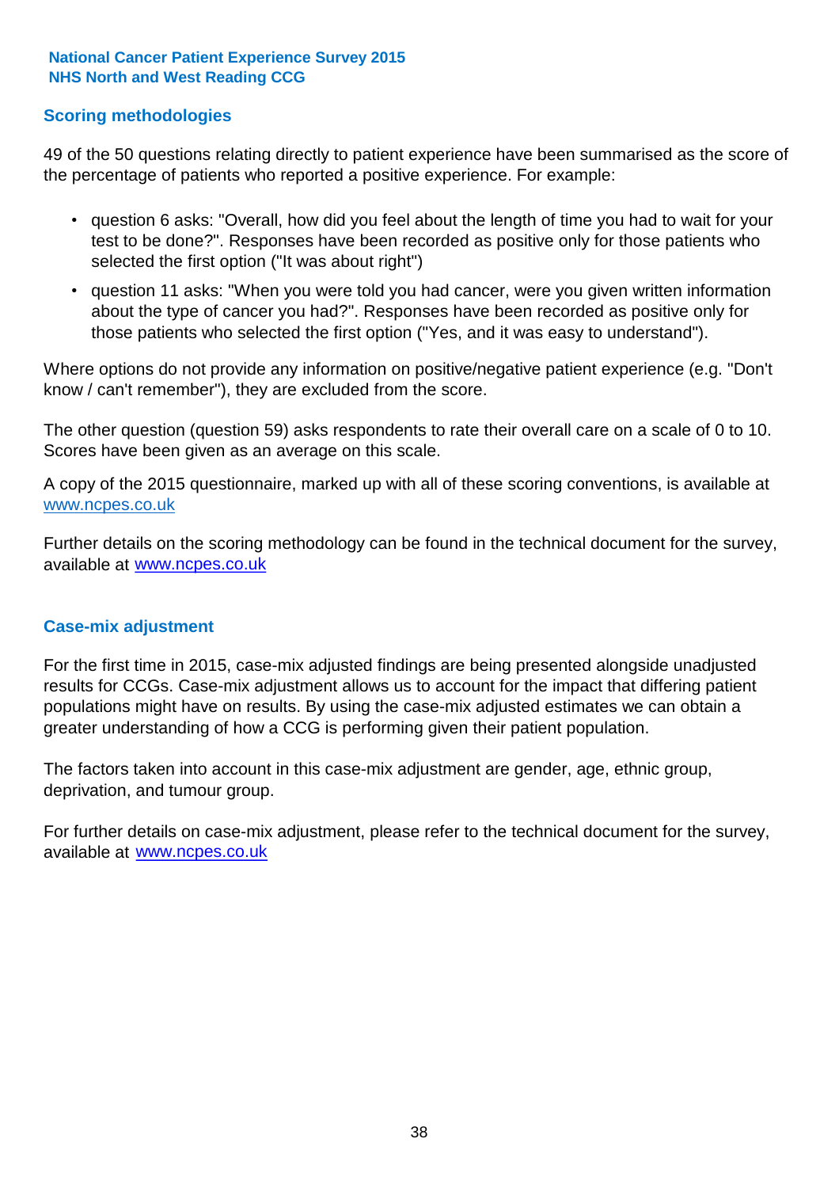## Scoring methodologies

49 of the 50 questions relating directly to patient experience have been summarised as the score of the percentage of patients who reported a positive experience. For example:

- question 6 asks: "Overall, how did you feel about the length of time you had to wait for your test to be done?". Responses have been recorded as positive only for those patients who selected the first option ("It was about right")
- question 11 asks: "When you were told you had cancer, were you given written information about the type of cancer you had?". Responses have been recorded as positive only for those patients who selected the first option ("Yes, and it was easy to understand").

Where options do not provide any information on positive/negative patient experience (e.g. "Don't know / can't remember"), they are excluded from the score.

The other question (question 59) asks respondents to rate their overall care on a scale of 0 to 10. Scores have been given as an average on this scale.

A copy of the 2015 questionnaire, marked up with all of these scoring conventions, is available at www.ncpes.co.uk

Further details on the scoring methodology can be found in the technical document for the survey, available at www.ncpes.co.uk

## Case-mix adjustment

For the first time in 2015, case-mix adjusted findings are being presented alongside unadjusted results for CCGs. Case-mix adjustment allows us to account for the impact that differing patient populations might have on results. By using the case-mix adjusted estimates we can obtain a greater understanding of how a CCG is performing given their patient population.

The factors taken into account in this case-mix adjustment are gender, age, ethnic group, deprivation, and tumour group.

For further details on case-mix adjustment, please refer to the technical document for the survey, available at www.ncpes.co.uk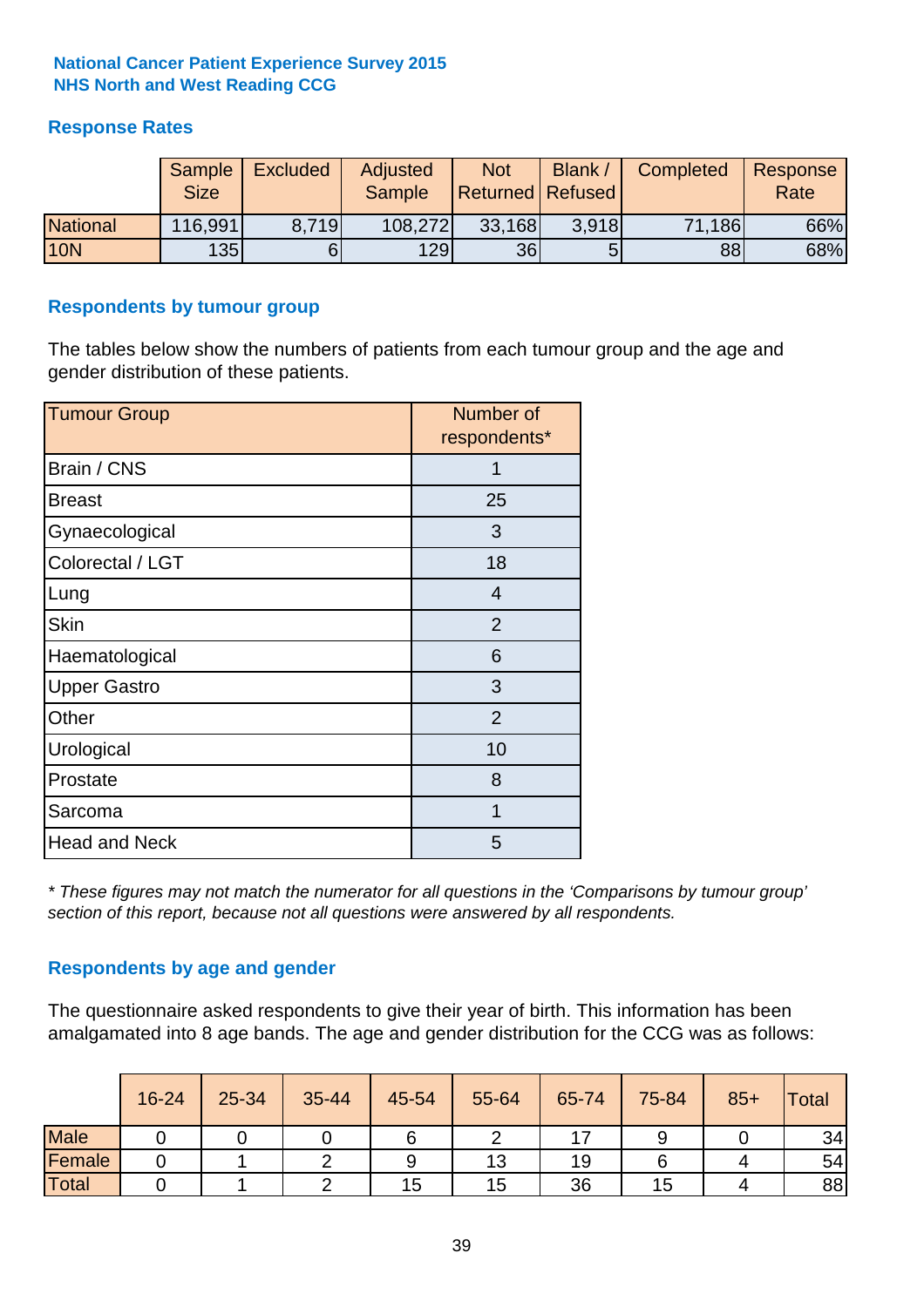**National Cancer Patient Experience Survey 2015**
**NHS North and West Reading CCG**

## Response Rates

| | Sample Size | Excluded | Adjusted Sample | Not Returned | Blank / Refused | Completed | Response Rate |
|---|---|---|---|---|---|---|---|
| National | 116,991 | 8,719 | 108,272 | 33,168 | 3,918 | 71,186 | 66% |
| 10N | 135 | 6 | 129 | 36 | 5 | 88 | 68% |

## Respondents by tumour group

The tables below show the numbers of patients from each tumour group and the age and gender distribution of these patients.

| Tumour Group | Number of respondents* |
|---|---|
| Brain / CNS | 1 |
| Breast | 25 |
| Gynaecological | 3 |
| Colorectal / LGT | 18 |
| Lung | 4 |
| Skin | 2 |
| Haematological | 6 |
| Upper Gastro | 3 |
| Other | 2 |
| Urological | 10 |
| Prostate | 8 |
| Sarcoma | 1 |
| Head and Neck | 5 |

*\* These figures may not match the numerator for all questions in the 'Comparisons by tumour group' section of this report, because not all questions were answered by all respondents.*

## Respondents by age and gender

The questionnaire asked respondents to give their year of birth. This information has been amalgamated into 8 age bands. The age and gender distribution for the CCG was as follows:

| | 16-24 | 25-34 | 35-44 | 45-54 | 55-64 | 65-74 | 75-84 | 85+ | Total |
|---|---|---|---|---|---|---|---|---|---|
| Male | 0 | 0 | 0 | 6 | 2 | 17 | 9 | 0 | 34 |
| Female | 0 | 1 | 2 | 9 | 13 | 19 | 6 | 4 | 54 |
| Total | 0 | 1 | 2 | 15 | 15 | 36 | 15 | 4 | 88 |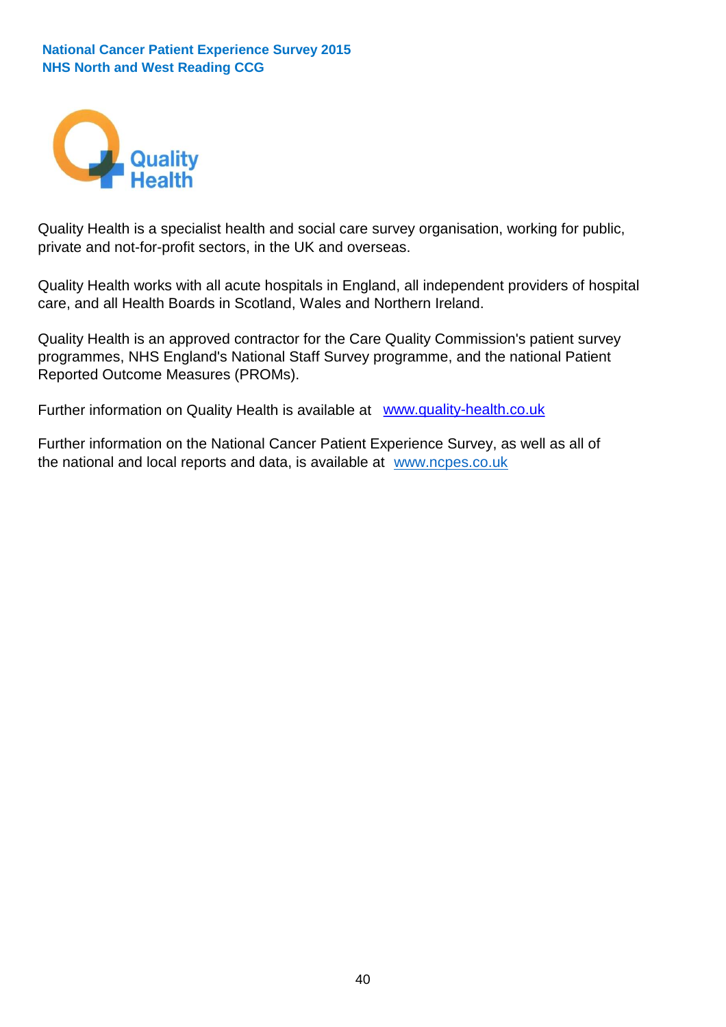Quality Health

Quality Health is a specialist health and social care survey organisation, working for public, private and not-for-profit sectors, in the UK and overseas.

Quality Health works with all acute hospitals in England, all independent providers of hospital care, and all Health Boards in Scotland, Wales and Northern Ireland.

Quality Health is an approved contractor for the Care Quality Commission's patient survey programmes, NHS England's National Staff Survey programme, and the national Patient Reported Outcome Measures (PROMs).

Further information on Quality Health is available at www.quality-health.co.uk

Further information on the National Cancer Patient Experience Survey, as well as all of the national and local reports and data, is available at www.ncpes.co.uk